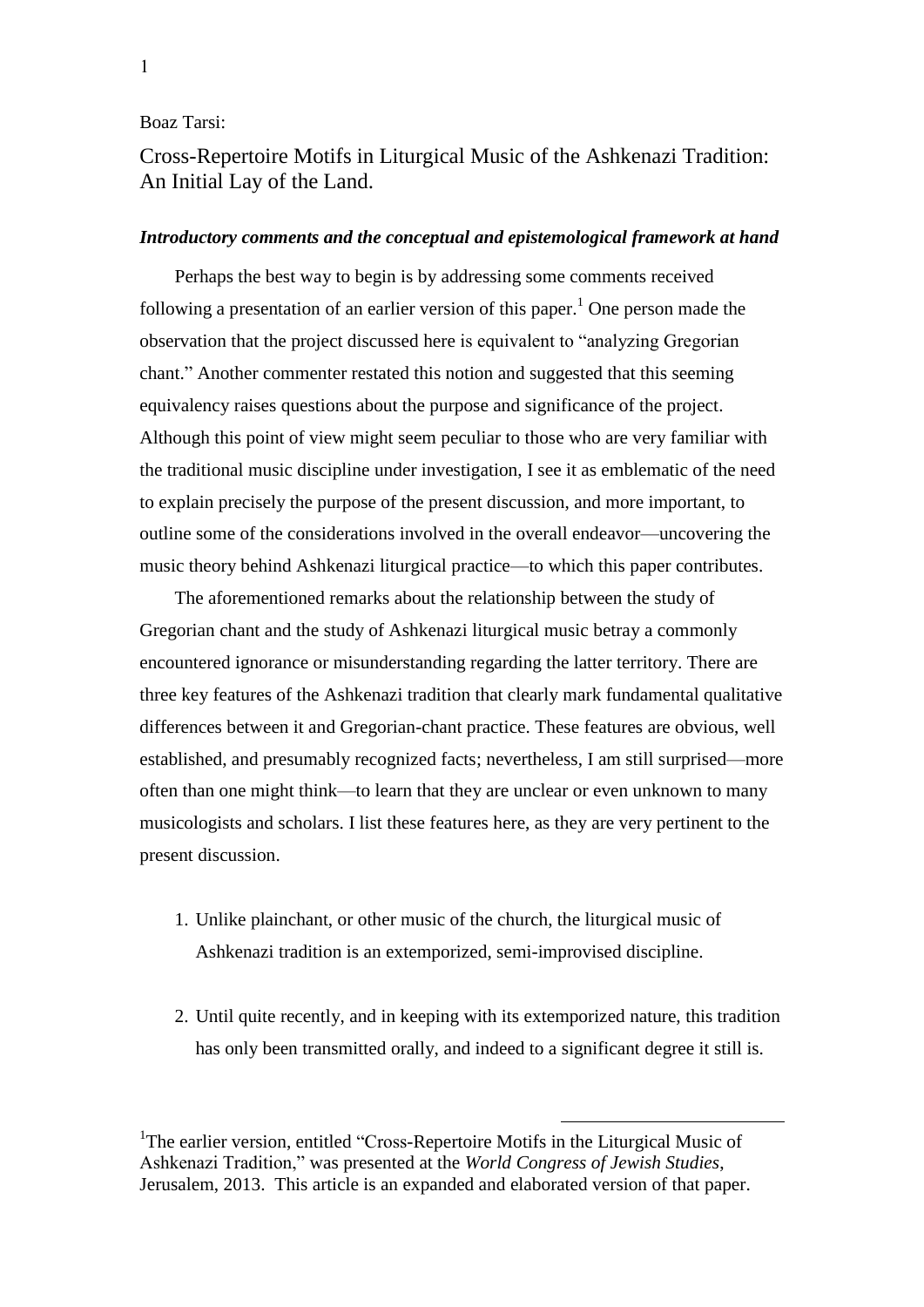Boaz Tarsi:

# Cross-Repertoire Motifs in Liturgical Music of the Ashkenazi Tradition: An Initial Lay of the Land.

## *Introductory comments and the conceptual and epistemological framework at hand*

Perhaps the best way to begin is by addressing some comments received following a presentation of an earlier version of this paper.[1] One person made the observation that the project discussed here is equivalent to "analyzing Gregorian chant." Another commenter restated this notion and suggested that this seeming equivalency raises questions about the purpose and significance of the project. Although this point of view might seem peculiar to those who are very familiar with the traditional music discipline under investigation, I see it as emblematic of the need to explain precisely the purpose of the present discussion, and more important, to outline some of the considerations involved in the overall endeavor—uncovering the music theory behind Ashkenazi liturgical practice—to which this paper contributes.

The aforementioned remarks about the relationship between the study of Gregorian chant and the study of Ashkenazi liturgical music betray a commonly encountered ignorance or misunderstanding regarding the latter territory. There are three key features of the Ashkenazi tradition that clearly mark fundamental qualitative differences between it and Gregorian-chant practice. These features are obvious, well established, and presumably recognized facts; nevertheless, I am still surprised—more often than one might think—to learn that they are unclear or even unknown to many musicologists and scholars. I list these features here, as they are very pertinent to the present discussion.

1. Unlike plainchant, or other music of the church, the liturgical music of Ashkenazi tradition is an extemporized, semi-improvised discipline.

2. Until quite recently, and in keeping with its extemporized nature, this tradition has only been transmitted orally, and indeed to a significant degree it still is.

---

[1] The earlier version, entitled "Cross-Repertoire Motifs in the Liturgical Music of Ashkenazi Tradition," was presented at the *World Congress of Jewish Studies*, Jerusalem, 2013. This article is an expanded and elaborated version of that paper.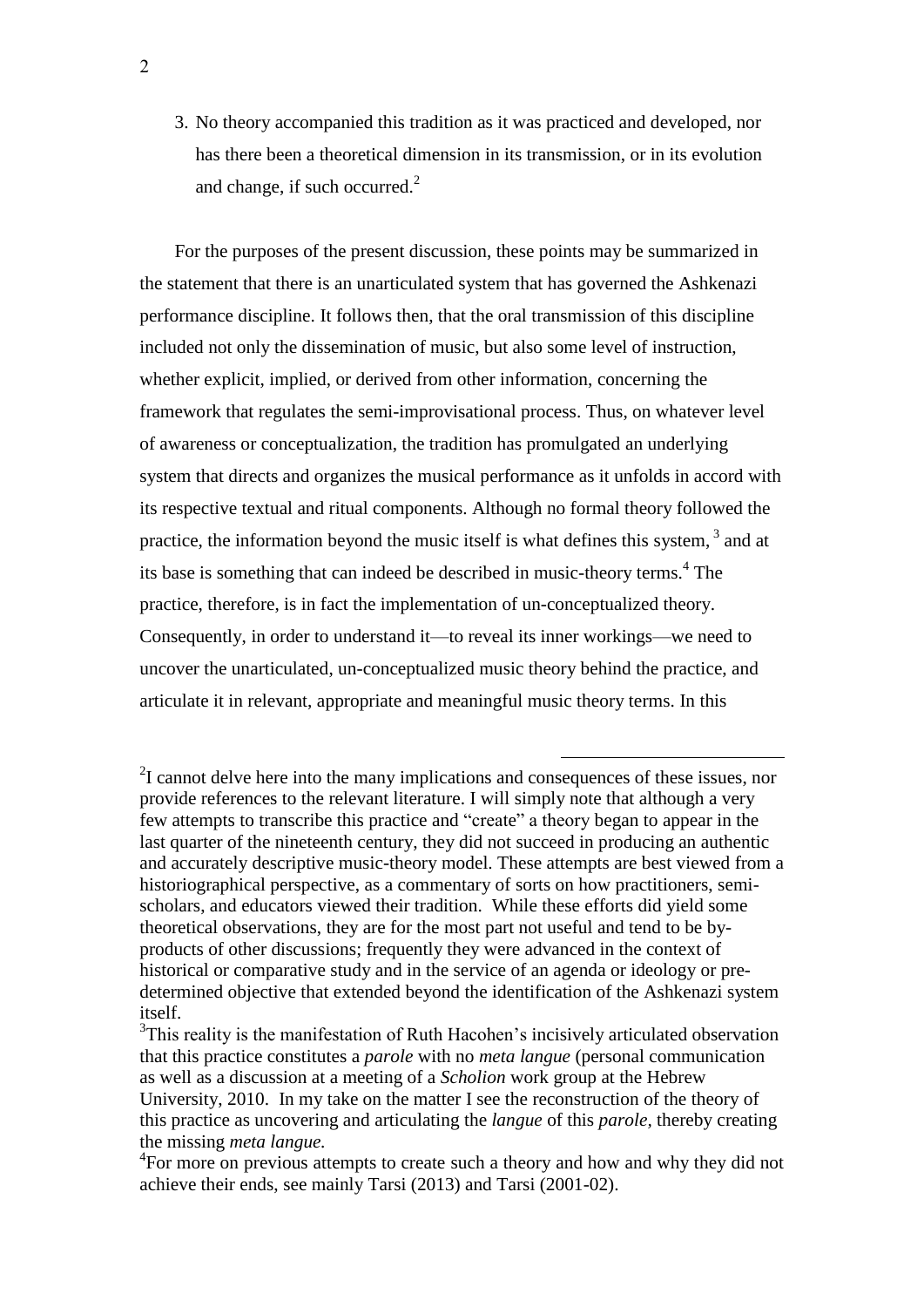3. No theory accompanied this tradition as it was practiced and developed, nor has there been a theoretical dimension in its transmission, or in its evolution and change, if such occurred.[2]

For the purposes of the present discussion, these points may be summarized in the statement that there is an unarticulated system that has governed the Ashkenazi performance discipline. It follows then, that the oral transmission of this discipline included not only the dissemination of music, but also some level of instruction, whether explicit, implied, or derived from other information, concerning the framework that regulates the semi-improvisational process. Thus, on whatever level of awareness or conceptualization, the tradition has promulgated an underlying system that directs and organizes the musical performance as it unfolds in accord with its respective textual and ritual components. Although no formal theory followed the practice, the information beyond the music itself is what defines this system,[3] and at its base is something that can indeed be described in music-theory terms.[4] The practice, therefore, is in fact the implementation of un-conceptualized theory. Consequently, in order to understand it—to reveal its inner workings—we need to uncover the unarticulated, un-conceptualized music theory behind the practice, and articulate it in relevant, appropriate and meaningful music theory terms. In this

---

[2]I cannot delve here into the many implications and consequences of these issues, nor provide references to the relevant literature. I will simply note that although a very few attempts to transcribe this practice and "create" a theory began to appear in the last quarter of the nineteenth century, they did not succeed in producing an authentic and accurately descriptive music-theory model. These attempts are best viewed from a historiographical perspective, as a commentary of sorts on how practitioners, semi-scholars, and educators viewed their tradition. While these efforts did yield some theoretical observations, they are for the most part not useful and tend to be by-products of other discussions; frequently they were advanced in the context of historical or comparative study and in the service of an agenda or ideology or pre-determined objective that extended beyond the identification of the Ashkenazi system itself.

[3]This reality is the manifestation of Ruth Hacohen's incisively articulated observation that this practice constitutes a *parole* with no *meta langue* (personal communication as well as a discussion at a meeting of a *Scholion* work group at the Hebrew University, 2010. In my take on the matter I see the reconstruction of the theory of this practice as uncovering and articulating the *langue* of this *parole,* thereby creating the missing *meta langue.*

[4]For more on previous attempts to create such a theory and how and why they did not achieve their ends, see mainly Tarsi (2013) and Tarsi (2001-02).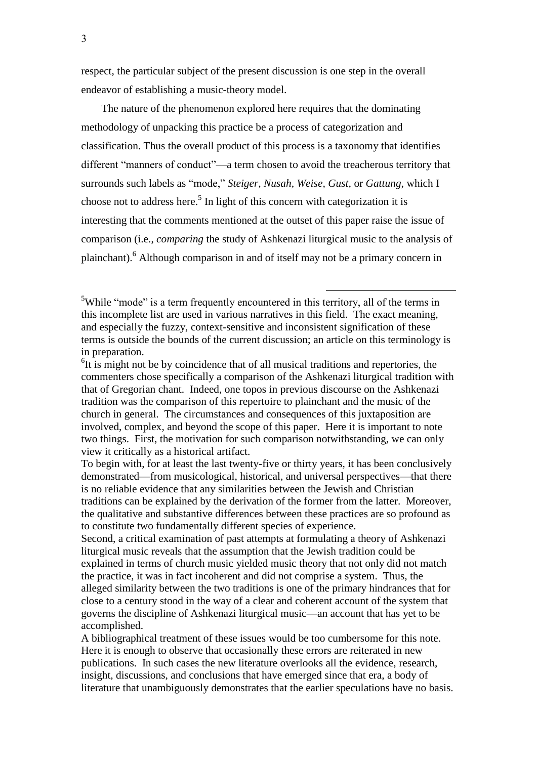respect, the particular subject of the present discussion is one step in the overall endeavor of establishing a music-theory model.

The nature of the phenomenon explored here requires that the dominating methodology of unpacking this practice be a process of categorization and classification. Thus the overall product of this process is a taxonomy that identifies different "manners of conduct"—a term chosen to avoid the treacherous territory that surrounds such labels as "mode," *Steiger, Nusah, Weise, Gust,* or *Gattung,* which I choose not to address here.[5] In light of this concern with categorization it is interesting that the comments mentioned at the outset of this paper raise the issue of comparison (i.e., *comparing* the study of Ashkenazi liturgical music to the analysis of plainchant).[6] Although comparison in and of itself may not be a primary concern in

---

[5]While "mode" is a term frequently encountered in this territory, all of the terms in this incomplete list are used in various narratives in this field. The exact meaning, and especially the fuzzy, context-sensitive and inconsistent signification of these terms is outside the bounds of the current discussion; an article on this terminology is in preparation.

[6]It is might not be by coincidence that of all musical traditions and repertories, the commenters chose specifically a comparison of the Ashkenazi liturgical tradition with that of Gregorian chant. Indeed, one topos in previous discourse on the Ashkenazi tradition was the comparison of this repertoire to plainchant and the music of the church in general. The circumstances and consequences of this juxtaposition are involved, complex, and beyond the scope of this paper. Here it is important to note two things. First, the motivation for such comparison notwithstanding, we can only view it critically as a historical artifact.

To begin with, for at least the last twenty-five or thirty years, it has been conclusively demonstrated—from musicological, historical, and universal perspectives—that there is no reliable evidence that any similarities between the Jewish and Christian traditions can be explained by the derivation of the former from the latter. Moreover, the qualitative and substantive differences between these practices are so profound as to constitute two fundamentally different species of experience.

Second, a critical examination of past attempts at formulating a theory of Ashkenazi liturgical music reveals that the assumption that the Jewish tradition could be explained in terms of church music yielded music theory that not only did not match the practice, it was in fact incoherent and did not comprise a system. Thus, the alleged similarity between the two traditions is one of the primary hindrances that for close to a century stood in the way of a clear and coherent account of the system that governs the discipline of Ashkenazi liturgical music—an account that has yet to be accomplished.

A bibliographical treatment of these issues would be too cumbersome for this note. Here it is enough to observe that occasionally these errors are reiterated in new publications. In such cases the new literature overlooks all the evidence, research, insight, discussions, and conclusions that have emerged since that era, a body of literature that unambiguously demonstrates that the earlier speculations have no basis.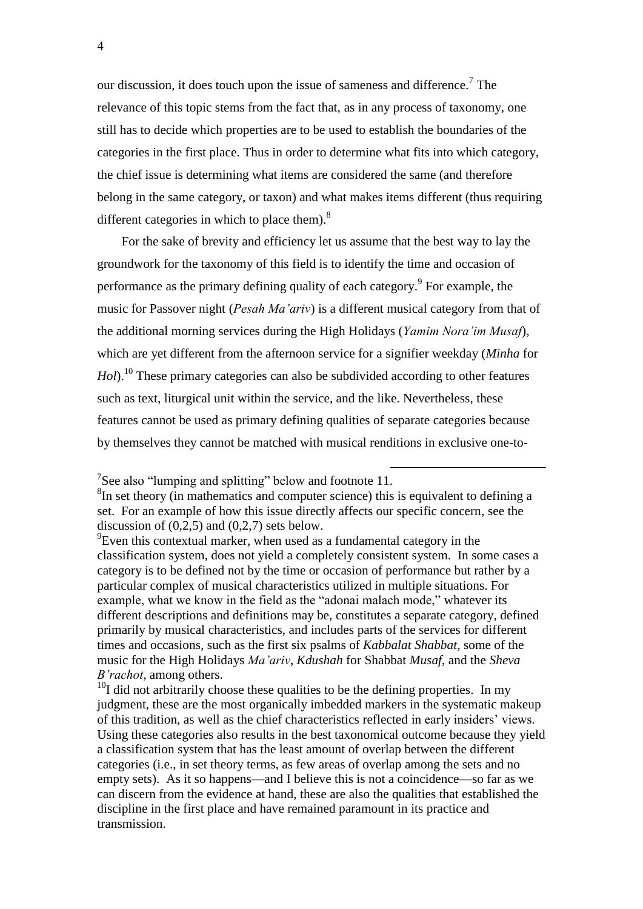our discussion, it does touch upon the issue of sameness and difference.[7] The relevance of this topic stems from the fact that, as in any process of taxonomy, one still has to decide which properties are to be used to establish the boundaries of the categories in the first place. Thus in order to determine what fits into which category, the chief issue is determining what items are considered the same (and therefore belong in the same category, or taxon) and what makes items different (thus requiring different categories in which to place them).[8]

For the sake of brevity and efficiency let us assume that the best way to lay the groundwork for the taxonomy of this field is to identify the time and occasion of performance as the primary defining quality of each category.[9] For example, the music for Passover night (*Pesah Ma'ariv*) is a different musical category from that of the additional morning services during the High Holidays (*Yamim Nora'im Musaf*), which are yet different from the afternoon service for a signifier weekday (*Minha* for *Hol*).[10] These primary categories can also be subdivided according to other features such as text, liturgical unit within the service, and the like. Nevertheless, these features cannot be used as primary defining qualities of separate categories because by themselves they cannot be matched with musical renditions in exclusive one-to-

---

[7]See also "lumping and splitting" below and footnote 11.

[8]In set theory (in mathematics and computer science) this is equivalent to defining a set. For an example of how this issue directly affects our specific concern, see the discussion of (0,2,5) and (0,2,7) sets below.

[9]Even this contextual marker, when used as a fundamental category in the classification system, does not yield a completely consistent system. In some cases a category is to be defined not by the time or occasion of performance but rather by a particular complex of musical characteristics utilized in multiple situations. For example, what we know in the field as the "adonai malach mode," whatever its different descriptions and definitions may be, constitutes a separate category, defined primarily by musical characteristics, and includes parts of the services for different times and occasions, such as the first six psalms of *Kabbalat Shabbat*, some of the music for the High Holidays *Ma'ariv*, *Kdushah* for Shabbat *Musaf*, and the *Sheva B'rachot*, among others.

[10]I did not arbitrarily choose these qualities to be the defining properties. In my judgment, these are the most organically imbedded markers in the systematic makeup of this tradition, as well as the chief characteristics reflected in early insiders' views. Using these categories also results in the best taxonomical outcome because they yield a classification system that has the least amount of overlap between the different categories (i.e., in set theory terms, as few areas of overlap among the sets and no empty sets). As it so happens—and I believe this is not a coincidence—so far as we can discern from the evidence at hand, these are also the qualities that established the discipline in the first place and have remained paramount in its practice and transmission.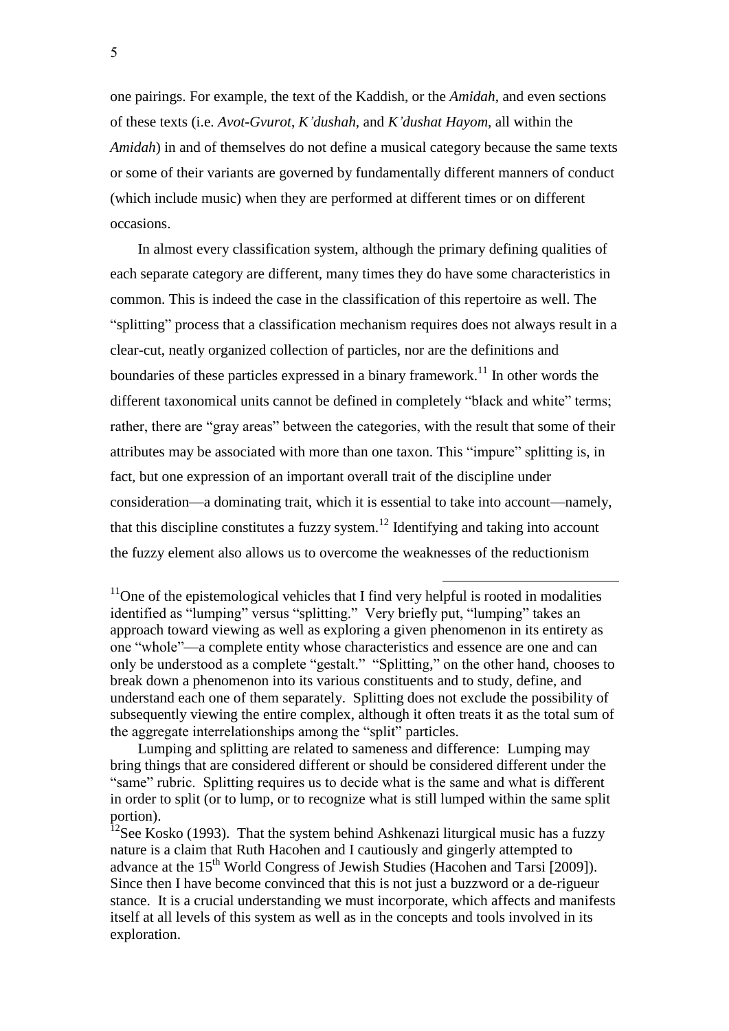one pairings. For example, the text of the Kaddish, or the *Amidah*, and even sections of these texts (i.e. *Avot-Gvurot*, *K'dushah*, and *K'dushat Hayom*, all within the *Amidah*) in and of themselves do not define a musical category because the same texts or some of their variants are governed by fundamentally different manners of conduct (which include music) when they are performed at different times or on different occasions.

In almost every classification system, although the primary defining qualities of each separate category are different, many times they do have some characteristics in common. This is indeed the case in the classification of this repertoire as well. The "splitting" process that a classification mechanism requires does not always result in a clear-cut, neatly organized collection of particles, nor are the definitions and boundaries of these particles expressed in a binary framework.[11] In other words the different taxonomical units cannot be defined in completely "black and white" terms; rather, there are "gray areas" between the categories, with the result that some of their attributes may be associated with more than one taxon. This "impure" splitting is, in fact, but one expression of an important overall trait of the discipline under consideration—a dominating trait, which it is essential to take into account—namely, that this discipline constitutes a fuzzy system.[12] Identifying and taking into account the fuzzy element also allows us to overcome the weaknesses of the reductionism

---

[11]One of the epistemological vehicles that I find very helpful is rooted in modalities identified as "lumping" versus "splitting." Very briefly put, "lumping" takes an approach toward viewing as well as exploring a given phenomenon in its entirety as one "whole"—a complete entity whose characteristics and essence are one and can only be understood as a complete "gestalt." "Splitting," on the other hand, chooses to break down a phenomenon into its various constituents and to study, define, and understand each one of them separately. Splitting does not exclude the possibility of subsequently viewing the entire complex, although it often treats it as the total sum of the aggregate interrelationships among the "split" particles.

Lumping and splitting are related to sameness and difference: Lumping may bring things that are considered different or should be considered different under the "same" rubric. Splitting requires us to decide what is the same and what is different in order to split (or to lump, or to recognize what is still lumped within the same split portion).

[12]See Kosko (1993). That the system behind Ashkenazi liturgical music has a fuzzy nature is a claim that Ruth Hacohen and I cautiously and gingerly attempted to advance at the 15th World Congress of Jewish Studies (Hacohen and Tarsi [2009]). Since then I have become convinced that this is not just a buzzword or a de-rigueur stance. It is a crucial understanding we must incorporate, which affects and manifests itself at all levels of this system as well as in the concepts and tools involved in its exploration.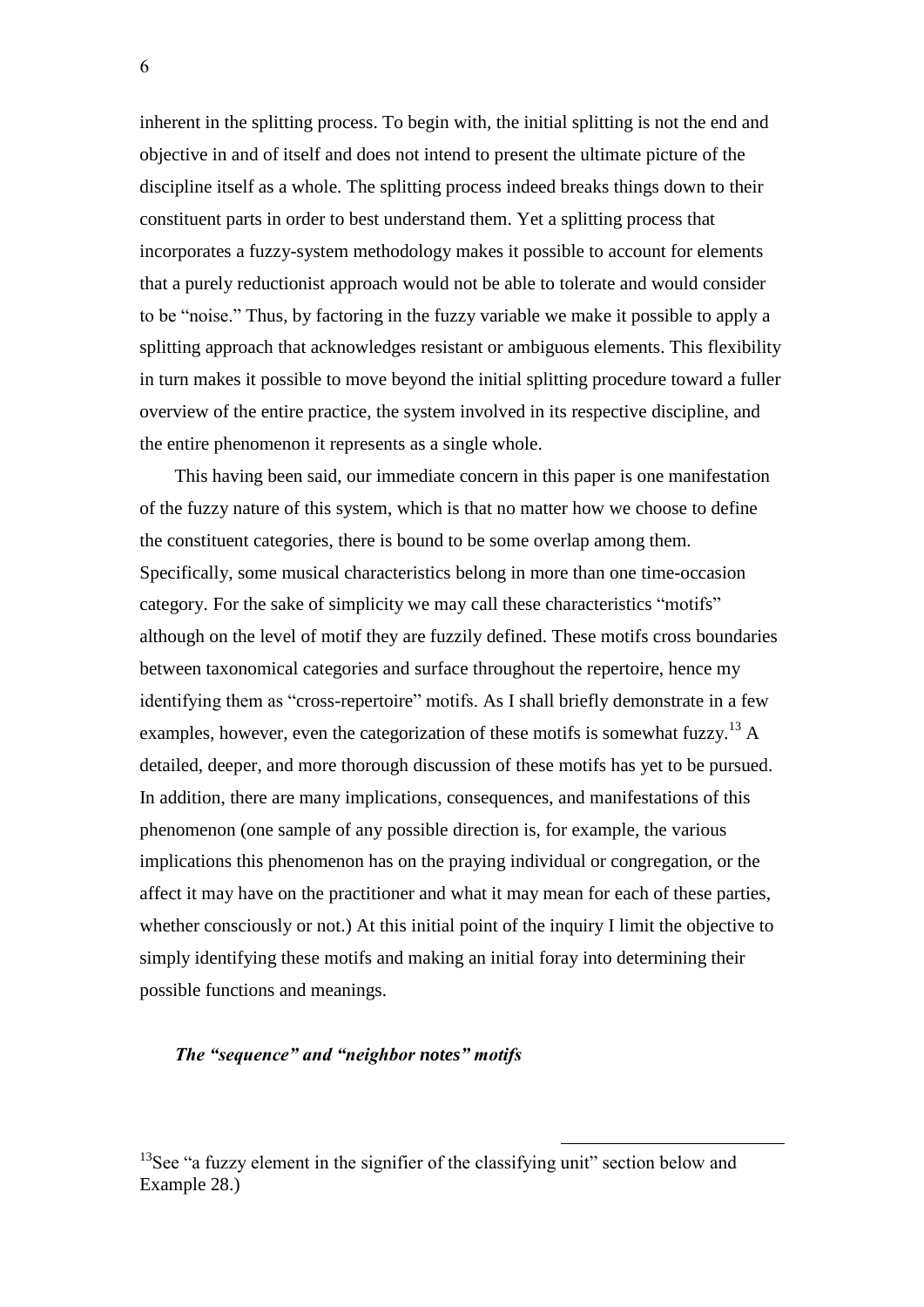inherent in the splitting process. To begin with, the initial splitting is not the end and objective in and of itself and does not intend to present the ultimate picture of the discipline itself as a whole. The splitting process indeed breaks things down to their constituent parts in order to best understand them. Yet a splitting process that incorporates a fuzzy-system methodology makes it possible to account for elements that a purely reductionist approach would not be able to tolerate and would consider to be "noise." Thus, by factoring in the fuzzy variable we make it possible to apply a splitting approach that acknowledges resistant or ambiguous elements. This flexibility in turn makes it possible to move beyond the initial splitting procedure toward a fuller overview of the entire practice, the system involved in its respective discipline, and the entire phenomenon it represents as a single whole.

This having been said, our immediate concern in this paper is one manifestation of the fuzzy nature of this system, which is that no matter how we choose to define the constituent categories, there is bound to be some overlap among them. Specifically, some musical characteristics belong in more than one time-occasion category. For the sake of simplicity we may call these characteristics "motifs" although on the level of motif they are fuzzily defined. These motifs cross boundaries between taxonomical categories and surface throughout the repertoire, hence my identifying them as "cross-repertoire" motifs. As I shall briefly demonstrate in a few examples, however, even the categorization of these motifs is somewhat fuzzy.[13] A detailed, deeper, and more thorough discussion of these motifs has yet to be pursued. In addition, there are many implications, consequences, and manifestations of this phenomenon (one sample of any possible direction is, for example, the various implications this phenomenon has on the praying individual or congregation, or the affect it may have on the practitioner and what it may mean for each of these parties, whether consciously or not.) At this initial point of the inquiry I limit the objective to simply identifying these motifs and making an initial foray into determining their possible functions and meanings.

### *The "sequence" and "neighbor notes" motifs*

[13] See "a fuzzy element in the signifier of the classifying unit" section below and Example 28.)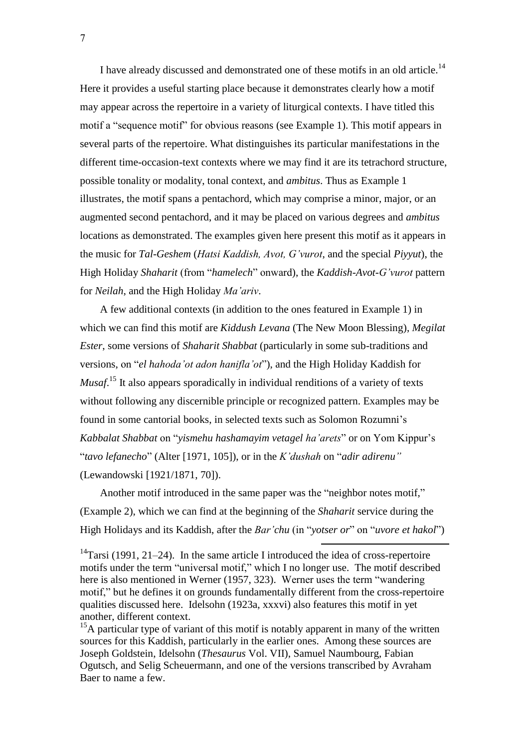I have already discussed and demonstrated one of these motifs in an old article.[14] Here it provides a useful starting place because it demonstrates clearly how a motif may appear across the repertoire in a variety of liturgical contexts. I have titled this motif a "sequence motif" for obvious reasons (see Example 1). This motif appears in several parts of the repertoire. What distinguishes its particular manifestations in the different time-occasion-text contexts where we may find it are its tetrachord structure, possible tonality or modality, tonal context, and *ambitus*. Thus as Example 1 illustrates, the motif spans a pentachord, which may comprise a minor, major, or an augmented second pentachord, and it may be placed on various degrees and *ambitus* locations as demonstrated. The examples given here present this motif as it appears in the music for *Tal-Geshem* (*Hatsi Kaddish, Avot, G'vurot*, and the special *Piyyut*), the High Holiday *Shaharit* (from "*hamelech*" onward), the *Kaddish-Avot-G'vurot* pattern for *Neilah*, and the High Holiday *Ma'ariv*.

A few additional contexts (in addition to the ones featured in Example 1) in which we can find this motif are *Kiddush Levana* (The New Moon Blessing), *Megilat Ester*, some versions of *Shaharit Shabbat* (particularly in some sub-traditions and versions, on "*el hahoda'ot adon hanifla'ot*"), and the High Holiday Kaddish for *Musaf*.[15] It also appears sporadically in individual renditions of a variety of texts without following any discernible principle or recognized pattern. Examples may be found in some cantorial books, in selected texts such as Solomon Rozumni's *Kabbalat Shabbat* on "*yismehu hashamayim vetagel ha'arets*" or on Yom Kippur's "*tavo lefanecho*" (Alter [1971, 105]), or in the *K'dushah* on "*adir adirenu"* (Lewandowski [1921/1871, 70]).

Another motif introduced in the same paper was the "neighbor notes motif," (Example 2), which we can find at the beginning of the *Shaharit* service during the High Holidays and its Kaddish, after the *Bar'chu* (in "*yotser or*" on "*uvore et hakol*")

---

[14]Tarsi (1991, 21–24). In the same article I introduced the idea of cross-repertoire motifs under the term "universal motif," which I no longer use. The motif described here is also mentioned in Werner (1957, 323). Werner uses the term "wandering motif," but he defines it on grounds fundamentally different from the cross-repertoire qualities discussed here. Idelsohn (1923a, xxxvi) also features this motif in yet another, different context.

[15]A particular type of variant of this motif is notably apparent in many of the written sources for this Kaddish, particularly in the earlier ones. Among these sources are Joseph Goldstein, Idelsohn (*Thesaurus* Vol. VII), Samuel Naumbourg, Fabian Ogutsch, and Selig Scheuermann, and one of the versions transcribed by Avraham Baer to name a few.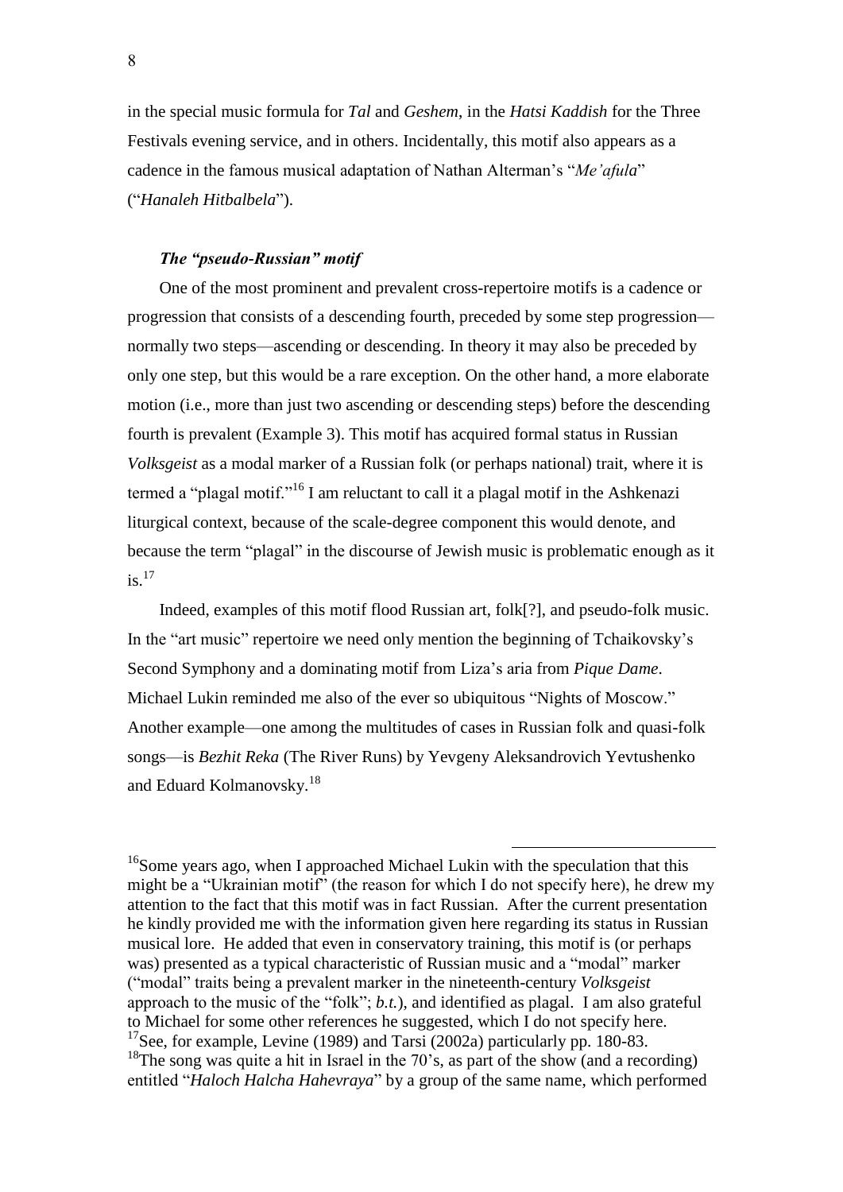in the special music formula for *Tal* and *Geshem*, in the *Hatsi Kaddish* for the Three Festivals evening service, and in others. Incidentally, this motif also appears as a cadence in the famous musical adaptation of Nathan Alterman's "*Me'afula*" ("*Hanaleh Hitbalbela*").

### ***The "pseudo-Russian" motif***

One of the most prominent and prevalent cross-repertoire motifs is a cadence or progression that consists of a descending fourth, preceded by some step progression—normally two steps—ascending or descending. In theory it may also be preceded by only one step, but this would be a rare exception. On the other hand, a more elaborate motion (i.e., more than just two ascending or descending steps) before the descending fourth is prevalent (Example 3). This motif has acquired formal status in Russian *Volksgeist* as a modal marker of a Russian folk (or perhaps national) trait, where it is termed a "plagal motif."[16] I am reluctant to call it a plagal motif in the Ashkenazi liturgical context, because of the scale-degree component this would denote, and because the term "plagal" in the discourse of Jewish music is problematic enough as it is.[17]

Indeed, examples of this motif flood Russian art, folk[?], and pseudo-folk music. In the "art music" repertoire we need only mention the beginning of Tchaikovsky's Second Symphony and a dominating motif from Liza's aria from *Pique Dame*. Michael Lukin reminded me also of the ever so ubiquitous "Nights of Moscow." Another example—one among the multitudes of cases in Russian folk and quasi-folk songs—is *Bezhit Reka* (The River Runs) by Yevgeny Aleksandrovich Yevtushenko and Eduard Kolmanovsky.[18]

---

[16]Some years ago, when I approached Michael Lukin with the speculation that this might be a "Ukrainian motif" (the reason for which I do not specify here), he drew my attention to the fact that this motif was in fact Russian. After the current presentation he kindly provided me with the information given here regarding its status in Russian musical lore. He added that even in conservatory training, this motif is (or perhaps was) presented as a typical characteristic of Russian music and a "modal" marker ("modal" traits being a prevalent marker in the nineteenth-century *Volksgeist* approach to the music of the "folk"; *b.t.*), and identified as plagal. I am also grateful to Michael for some other references he suggested, which I do not specify here.

[17]See, for example, Levine (1989) and Tarsi (2002a) particularly pp. 180-83.

[18]The song was quite a hit in Israel in the 70's, as part of the show (and a recording) entitled "*Haloch Halcha Hahevraya*" by a group of the same name, which performed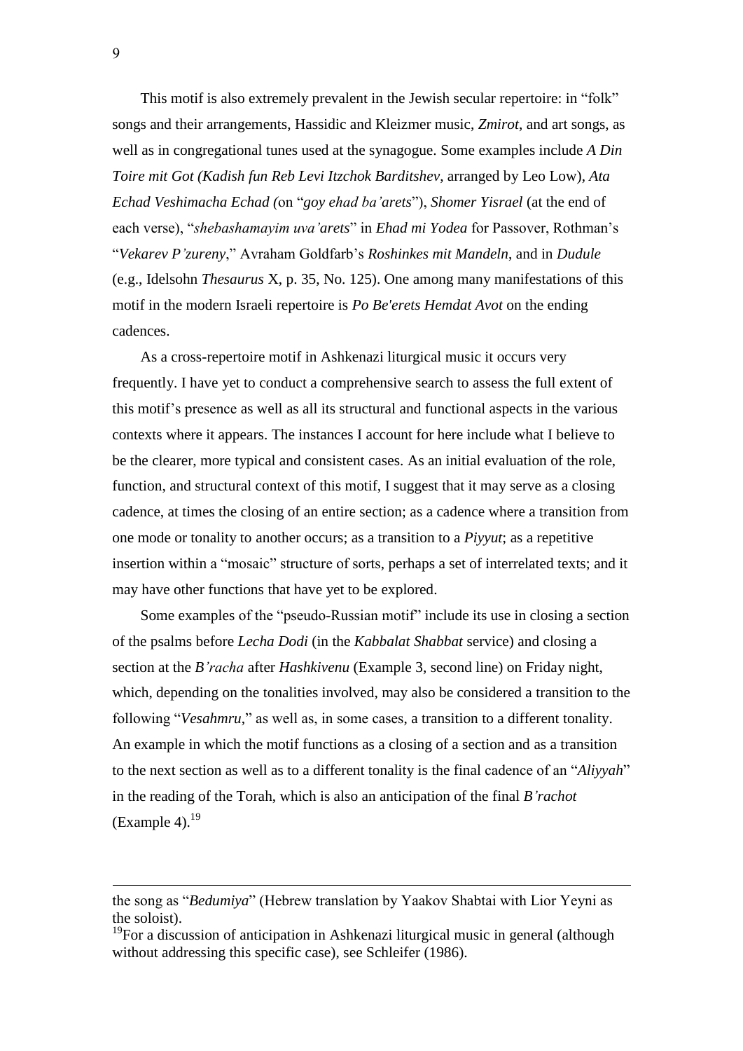This motif is also extremely prevalent in the Jewish secular repertoire: in "folk" songs and their arrangements, Hassidic and Kleizmer music, *Zmirot*, and art songs, as well as in congregational tunes used at the synagogue. Some examples include *A Din Toire mit Got (Kadish fun Reb Levi Itzchok Barditshev*, arranged by Leo Low), *Ata Echad Veshimacha Echad (*on "*goy ehad ba'arets*"), *Shomer Yisrael* (at the end of each verse), "*shebashamayim uva'arets*" in *Ehad mi Yodea* for Passover, Rothman's "*Vekarev P'zureny*," Avraham Goldfarb's *Roshinkes mit Mandeln*, and in *Dudule* (e.g., Idelsohn *Thesaurus* X, p. 35, No. 125). One among many manifestations of this motif in the modern Israeli repertoire is *Po Be'erets Hemdat Avot* on the ending cadences.

As a cross-repertoire motif in Ashkenazi liturgical music it occurs very frequently. I have yet to conduct a comprehensive search to assess the full extent of this motif's presence as well as all its structural and functional aspects in the various contexts where it appears. The instances I account for here include what I believe to be the clearer, more typical and consistent cases. As an initial evaluation of the role, function, and structural context of this motif, I suggest that it may serve as a closing cadence, at times the closing of an entire section; as a cadence where a transition from one mode or tonality to another occurs; as a transition to a *Piyyut*; as a repetitive insertion within a "mosaic" structure of sorts, perhaps a set of interrelated texts; and it may have other functions that have yet to be explored.

Some examples of the "pseudo-Russian motif" include its use in closing a section of the psalms before *Lecha Dodi* (in the *Kabbalat Shabbat* service) and closing a section at the *B'racha* after *Hashkivenu* (Example 3, second line) on Friday night, which, depending on the tonalities involved, may also be considered a transition to the following "*Vesahmru*," as well as, in some cases, a transition to a different tonality. An example in which the motif functions as a closing of a section and as a transition to the next section as well as to a different tonality is the final cadence of an "*Aliyyah*" in the reading of the Torah, which is also an anticipation of the final *B'rachot* (Example 4).[19]

---

the song as "*Bedumiya*" (Hebrew translation by Yaakov Shabtai with Lior Yeyni as the soloist).

[19]For a discussion of anticipation in Ashkenazi liturgical music in general (although without addressing this specific case), see Schleifer (1986).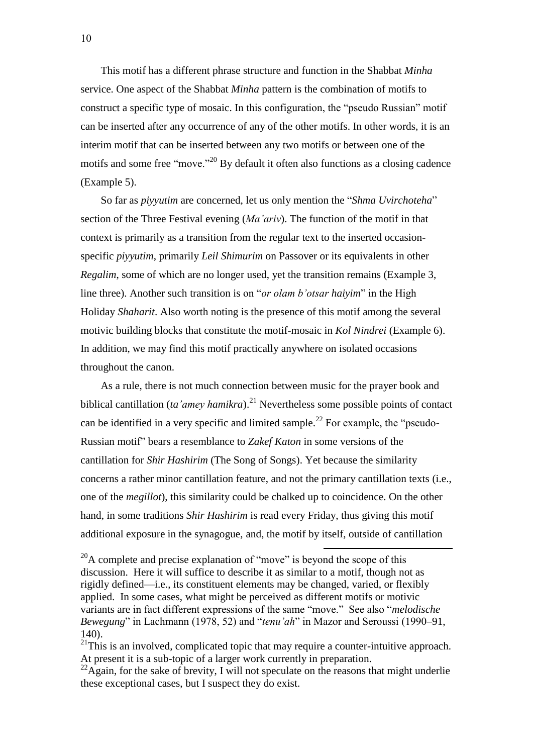This motif has a different phrase structure and function in the Shabbat *Minha* service. One aspect of the Shabbat *Minha* pattern is the combination of motifs to construct a specific type of mosaic. In this configuration, the "pseudo Russian" motif can be inserted after any occurrence of any of the other motifs. In other words, it is an interim motif that can be inserted between any two motifs or between one of the motifs and some free "move."[20] By default it often also functions as a closing cadence (Example 5).

So far as *piyyutim* are concerned, let us only mention the "*Shma Uvirchoteha*" section of the Three Festival evening (*Ma'ariv*). The function of the motif in that context is primarily as a transition from the regular text to the inserted occasion-specific *piyyutim*, primarily *Leil Shimurim* on Passover or its equivalents in other *Regalim*, some of which are no longer used, yet the transition remains (Example 3, line three). Another such transition is on "*or olam b'otsar haiyim*" in the High Holiday *Shaharit*. Also worth noting is the presence of this motif among the several motivic building blocks that constitute the motif-mosaic in *Kol Nindrei* (Example 6). In addition, we may find this motif practically anywhere on isolated occasions throughout the canon.

As a rule, there is not much connection between music for the prayer book and biblical cantillation (*ta'amey hamikra*).[21] Nevertheless some possible points of contact can be identified in a very specific and limited sample.[22] For example, the "pseudo-Russian motif" bears a resemblance to *Zakef Katon* in some versions of the cantillation for *Shir Hashirim* (The Song of Songs). Yet because the similarity concerns a rather minor cantillation feature, and not the primary cantillation texts (i.e., one of the *megillot*), this similarity could be chalked up to coincidence. On the other hand, in some traditions *Shir Hashirim* is read every Friday, thus giving this motif additional exposure in the synagogue, and, the motif by itself, outside of cantillation

---

[20] A complete and precise explanation of "move" is beyond the scope of this discussion. Here it will suffice to describe it as similar to a motif, though not as rigidly defined—i.e., its constituent elements may be changed, varied, or flexibly applied. In some cases, what might be perceived as different motifs or motivic variants are in fact different expressions of the same "move." See also "*melodische Bewegung*" in Lachmann (1978, 52) and "*tenu'ah*" in Mazor and Seroussi (1990–91, 140).

[21] This is an involved, complicated topic that may require a counter-intuitive approach. At present it is a sub-topic of a larger work currently in preparation.

[22] Again, for the sake of brevity, I will not speculate on the reasons that might underlie these exceptional cases, but I suspect they do exist.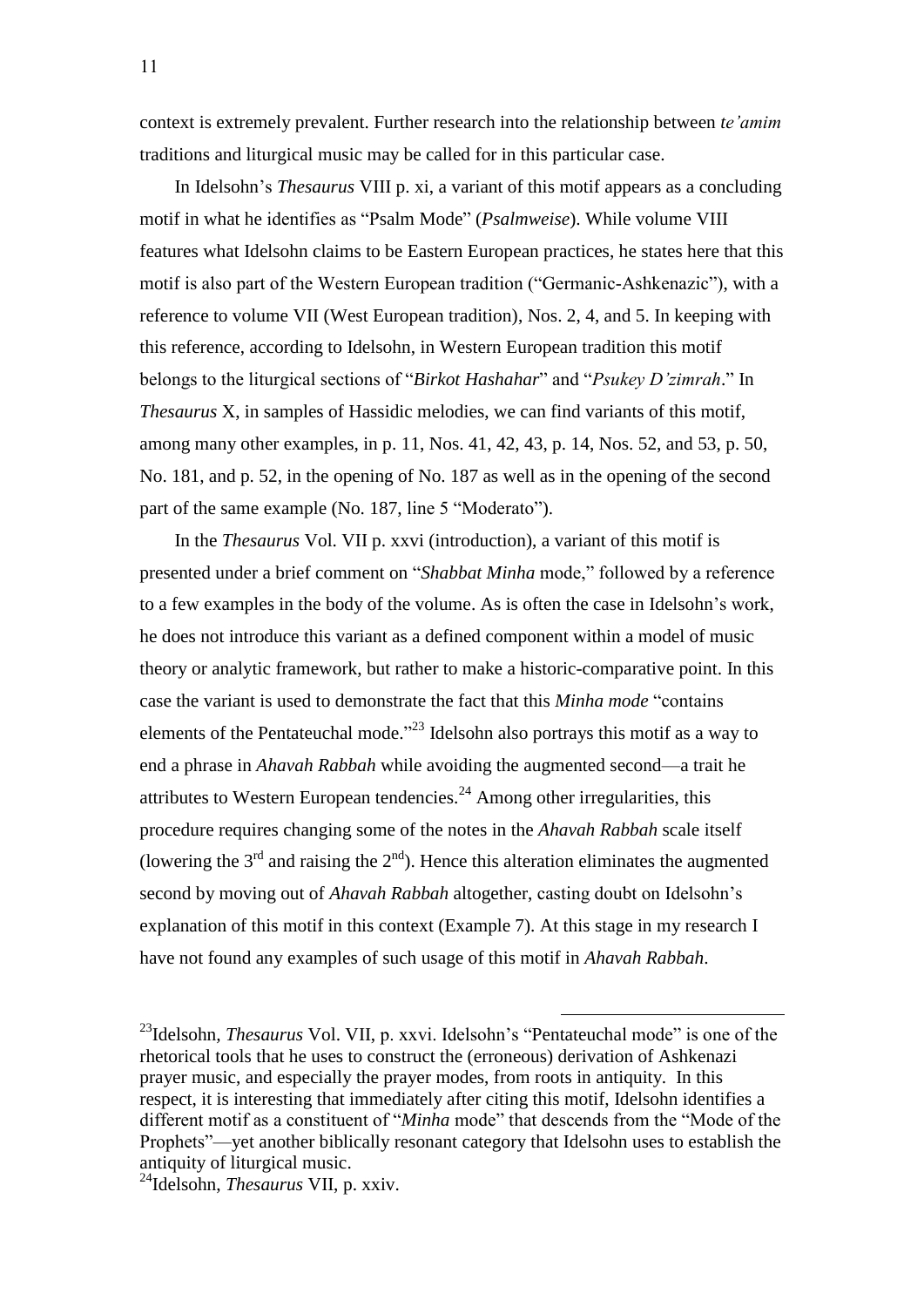context is extremely prevalent. Further research into the relationship between *te'amim* traditions and liturgical music may be called for in this particular case.

In Idelsohn's *Thesaurus* VIII p. xi, a variant of this motif appears as a concluding motif in what he identifies as "Psalm Mode" (*Psalmweise*). While volume VIII features what Idelsohn claims to be Eastern European practices, he states here that this motif is also part of the Western European tradition ("Germanic-Ashkenazic"), with a reference to volume VII (West European tradition), Nos. 2, 4, and 5. In keeping with this reference, according to Idelsohn, in Western European tradition this motif belongs to the liturgical sections of "*Birkot Hashahar*" and "*Psukey D'zimrah*." In *Thesaurus* X, in samples of Hassidic melodies, we can find variants of this motif, among many other examples, in p. 11, Nos. 41, 42, 43, p. 14, Nos. 52, and 53, p. 50, No. 181, and p. 52, in the opening of No. 187 as well as in the opening of the second part of the same example (No. 187, line 5 "Moderato").

In the *Thesaurus* Vol. VII p. xxvi (introduction), a variant of this motif is presented under a brief comment on "*Shabbat Minha* mode," followed by a reference to a few examples in the body of the volume. As is often the case in Idelsohn's work, he does not introduce this variant as a defined component within a model of music theory or analytic framework, but rather to make a historic-comparative point. In this case the variant is used to demonstrate the fact that this *Minha mode* "contains elements of the Pentateuchal mode."[23] Idelsohn also portrays this motif as a way to end a phrase in *Ahavah Rabbah* while avoiding the augmented second—a trait he attributes to Western European tendencies.[24] Among other irregularities, this procedure requires changing some of the notes in the *Ahavah Rabbah* scale itself (lowering the 3rd and raising the 2nd). Hence this alteration eliminates the augmented second by moving out of *Ahavah Rabbah* altogether, casting doubt on Idelsohn's explanation of this motif in this context (Example 7). At this stage in my research I have not found any examples of such usage of this motif in *Ahavah Rabbah*.

---

[23] Idelsohn, *Thesaurus* Vol. VII, p. xxvi. Idelsohn's "Pentateuchal mode" is one of the rhetorical tools that he uses to construct the (erroneous) derivation of Ashkenazi prayer music, and especially the prayer modes, from roots in antiquity. In this respect, it is interesting that immediately after citing this motif, Idelsohn identifies a different motif as a constituent of "*Minha* mode" that descends from the "Mode of the Prophets"—yet another biblically resonant category that Idelsohn uses to establish the antiquity of liturgical music.

[24] Idelsohn, *Thesaurus* VII, p. xxiv.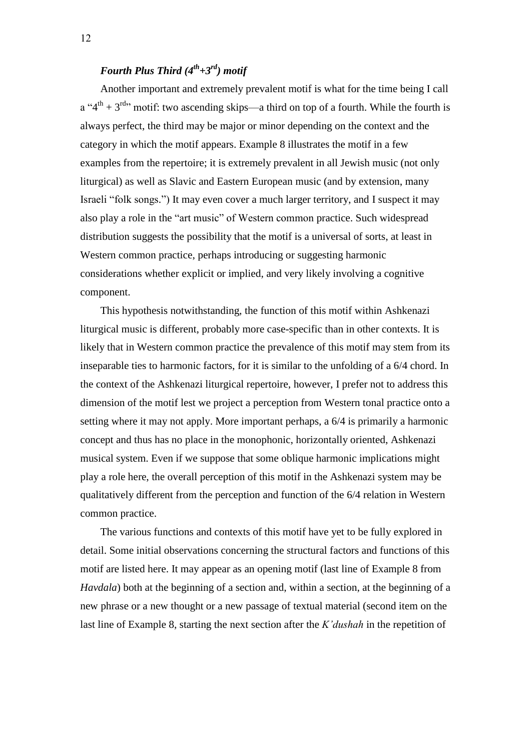### *Fourth Plus Third ($4^{th}$+$3^{rd}$) motif*

Another important and extremely prevalent motif is what for the time being I call a "$4^{th}$ + $3^{rd}$" motif: two ascending skips—a third on top of a fourth. While the fourth is always perfect, the third may be major or minor depending on the context and the category in which the motif appears. Example 8 illustrates the motif in a few examples from the repertoire; it is extremely prevalent in all Jewish music (not only liturgical) as well as Slavic and Eastern European music (and by extension, many Israeli "folk songs.") It may even cover a much larger territory, and I suspect it may also play a role in the "art music" of Western common practice. Such widespread distribution suggests the possibility that the motif is a universal of sorts, at least in Western common practice, perhaps introducing or suggesting harmonic considerations whether explicit or implied, and very likely involving a cognitive component.

This hypothesis notwithstanding, the function of this motif within Ashkenazi liturgical music is different, probably more case-specific than in other contexts. It is likely that in Western common practice the prevalence of this motif may stem from its inseparable ties to harmonic factors, for it is similar to the unfolding of a 6/4 chord. In the context of the Ashkenazi liturgical repertoire, however, I prefer not to address this dimension of the motif lest we project a perception from Western tonal practice onto a setting where it may not apply. More important perhaps, a 6/4 is primarily a harmonic concept and thus has no place in the monophonic, horizontally oriented, Ashkenazi musical system. Even if we suppose that some oblique harmonic implications might play a role here, the overall perception of this motif in the Ashkenazi system may be qualitatively different from the perception and function of the 6/4 relation in Western common practice.

The various functions and contexts of this motif have yet to be fully explored in detail. Some initial observations concerning the structural factors and functions of this motif are listed here. It may appear as an opening motif (last line of Example 8 from *Havdala*) both at the beginning of a section and, within a section, at the beginning of a new phrase or a new thought or a new passage of textual material (second item on the last line of Example 8, starting the next section after the *K'dushah* in the repetition of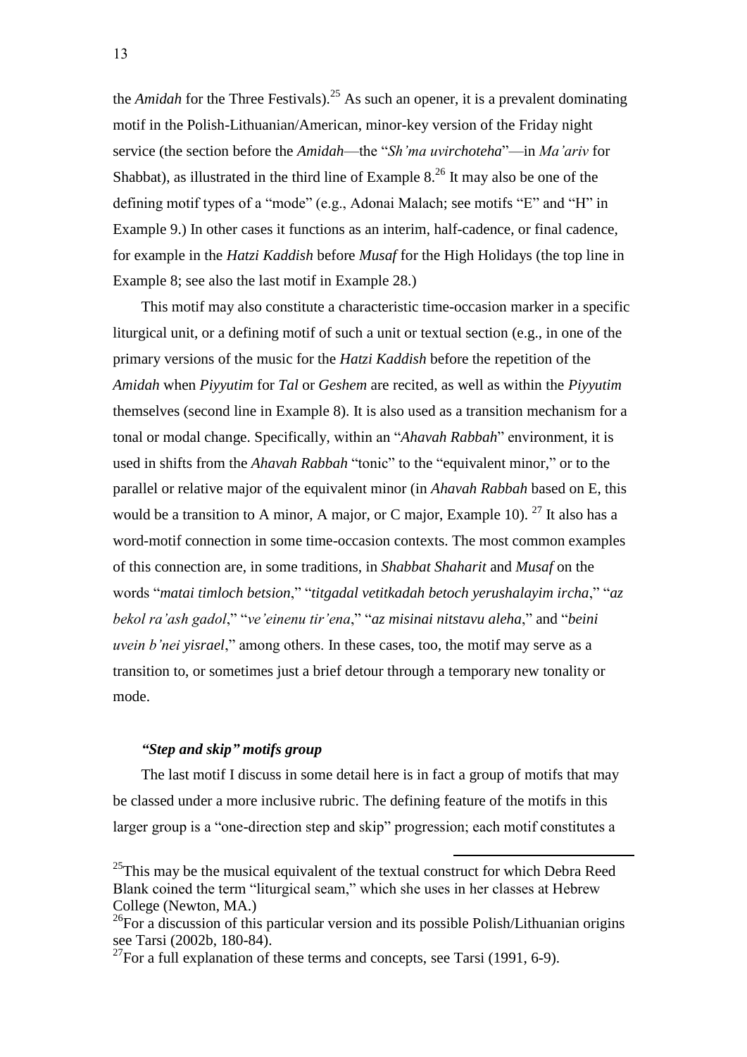the *Amidah* for the Three Festivals).[25] As such an opener, it is a prevalent dominating motif in the Polish-Lithuanian/American, minor-key version of the Friday night service (the section before the *Amidah*—the "*Sh'ma uvirchoteha*"—in *Ma'ariv* for Shabbat), as illustrated in the third line of Example 8.[26] It may also be one of the defining motif types of a "mode" (e.g., Adonai Malach; see motifs "E" and "H" in Example 9.) In other cases it functions as an interim, half-cadence, or final cadence, for example in the *Hatzi Kaddish* before *Musaf* for the High Holidays (the top line in Example 8; see also the last motif in Example 28.)

This motif may also constitute a characteristic time-occasion marker in a specific liturgical unit, or a defining motif of such a unit or textual section (e.g., in one of the primary versions of the music for the *Hatzi Kaddish* before the repetition of the *Amidah* when *Piyyutim* for *Tal* or *Geshem* are recited, as well as within the *Piyyutim* themselves (second line in Example 8). It is also used as a transition mechanism for a tonal or modal change. Specifically, within an "*Ahavah Rabbah*" environment, it is used in shifts from the *Ahavah Rabbah* "tonic" to the "equivalent minor," or to the parallel or relative major of the equivalent minor (in *Ahavah Rabbah* based on E, this would be a transition to A minor, A major, or C major, Example 10). [27] It also has a word-motif connection in some time-occasion contexts. The most common examples of this connection are, in some traditions, in *Shabbat Shaharit* and *Musaf* on the words "*matai timloch betsion*," "*titgadal vetitkadah betoch yerushalayim ircha*," "*az bekol ra'ash gadol*," "*ve'einenu tir'ena*," "*az misinai nitstavu aleha*," and "*beini uvein b'nei yisrael*," among others. In these cases, too, the motif may serve as a transition to, or sometimes just a brief detour through a temporary new tonality or mode.

### *"Step and skip" motifs group*

The last motif I discuss in some detail here is in fact a group of motifs that may be classed under a more inclusive rubric. The defining feature of the motifs in this larger group is a "one-direction step and skip" progression; each motif constitutes a

---

[25] This may be the musical equivalent of the textual construct for which Debra Reed Blank coined the term "liturgical seam," which she uses in her classes at Hebrew College (Newton, MA.)

[26] For a discussion of this particular version and its possible Polish/Lithuanian origins see Tarsi (2002b, 180-84).

[27] For a full explanation of these terms and concepts, see Tarsi (1991, 6-9).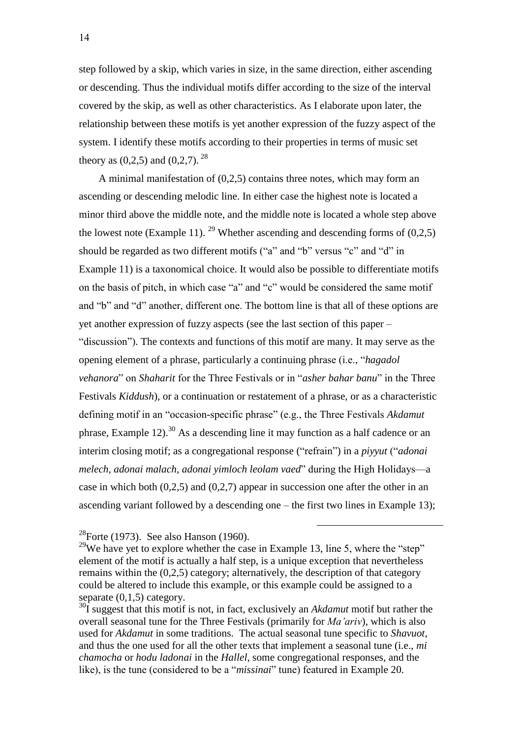step followed by a skip, which varies in size, in the same direction, either ascending or descending. Thus the individual motifs differ according to the size of the interval covered by the skip, as well as other characteristics. As I elaborate upon later, the relationship between these motifs is yet another expression of the fuzzy aspect of the system. I identify these motifs according to their properties in terms of music set theory as (0,2,5) and (0,2,7). [28]

A minimal manifestation of (0,2,5) contains three notes, which may form an ascending or descending melodic line. In either case the highest note is located a minor third above the middle note, and the middle note is located a whole step above the lowest note (Example 11). [29] Whether ascending and descending forms of (0,2,5) should be regarded as two different motifs ("a" and "b" versus "c" and "d" in Example 11) is a taxonomical choice. It would also be possible to differentiate motifs on the basis of pitch, in which case "a" and "c" would be considered the same motif and "b" and "d" another, different one. The bottom line is that all of these options are yet another expression of fuzzy aspects (see the last section of this paper – "discussion"). The contexts and functions of this motif are many. It may serve as the opening element of a phrase, particularly a continuing phrase (i.e., "*hagadol vehanora*" on *Shaharit* for the Three Festivals or in "*asher bahar banu*" in the Three Festivals *Kiddush*), or a continuation or restatement of a phrase, or as a characteristic defining motif in an "occasion-specific phrase" (e.g., the Three Festivals *Akdamut* phrase, Example 12).[30] As a descending line it may function as a half cadence or an interim closing motif; as a congregational response ("refrain") in a *piyyut* ("*adonai melech, adonai malach, adonai yimloch leolam vaed*" during the High Holidays—a case in which both (0,2,5) and (0,2,7) appear in succession one after the other in an ascending variant followed by a descending one – the first two lines in Example 13);

---

[28] Forte (1973). See also Hanson (1960).

[29] We have yet to explore whether the case in Example 13, line 5, where the "step" element of the motif is actually a half step, is a unique exception that nevertheless remains within the (0,2,5) category; alternatively, the description of that category could be altered to include this example, or this example could be assigned to a separate (0,1,5) category.

[30] I suggest that this motif is not, in fact, exclusively an *Akdamut* motif but rather the overall seasonal tune for the Three Festivals (primarily for *Ma'ariv*), which is also used for *Akdamut* in some traditions. The actual seasonal tune specific to *Shavuot*, and thus the one used for all the other texts that implement a seasonal tune (i.e., *mi chamocha* or *hodu ladonai* in the *Hallel*, some congregational responses, and the like), is the tune (considered to be a "*missinai*" tune) featured in Example 20.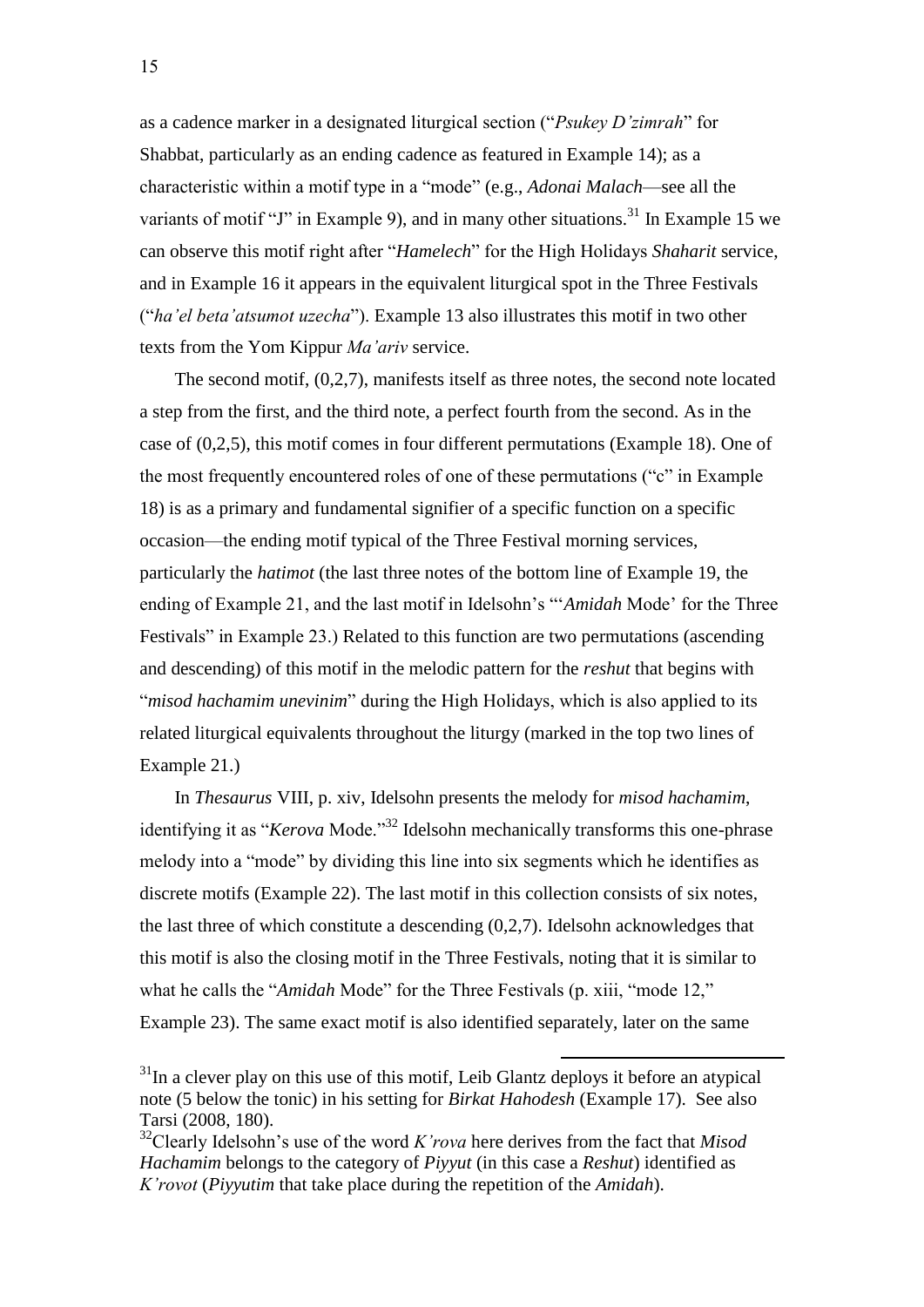as a cadence marker in a designated liturgical section ("*Psukey D'zimrah*" for Shabbat, particularly as an ending cadence as featured in Example 14); as a characteristic within a motif type in a "mode" (e.g., *Adonai Malach*—see all the variants of motif "J" in Example 9), and in many other situations.[31] In Example 15 we can observe this motif right after "*Hamelech*" for the High Holidays *Shaharit* service, and in Example 16 it appears in the equivalent liturgical spot in the Three Festivals ("*ha'el beta'atsumot uzecha*"). Example 13 also illustrates this motif in two other texts from the Yom Kippur *Ma'ariv* service.

The second motif, (0,2,7), manifests itself as three notes, the second note located a step from the first, and the third note, a perfect fourth from the second. As in the case of (0,2,5), this motif comes in four different permutations (Example 18). One of the most frequently encountered roles of one of these permutations ("c" in Example 18) is as a primary and fundamental signifier of a specific function on a specific occasion—the ending motif typical of the Three Festival morning services, particularly the *hatimot* (the last three notes of the bottom line of Example 19, the ending of Example 21, and the last motif in Idelsohn's "'*Amidah* Mode' for the Three Festivals" in Example 23.) Related to this function are two permutations (ascending and descending) of this motif in the melodic pattern for the *reshut* that begins with "*misod hachamim unevinim*" during the High Holidays, which is also applied to its related liturgical equivalents throughout the liturgy (marked in the top two lines of Example 21.)

In *Thesaurus* VIII, p. xiv, Idelsohn presents the melody for *misod hachamim*, identifying it as "*Kerova* Mode."[32] Idelsohn mechanically transforms this one-phrase melody into a "mode" by dividing this line into six segments which he identifies as discrete motifs (Example 22). The last motif in this collection consists of six notes, the last three of which constitute a descending (0,2,7). Idelsohn acknowledges that this motif is also the closing motif in the Three Festivals, noting that it is similar to what he calls the "*Amidah* Mode" for the Three Festivals (p. xiii, "mode 12," Example 23). The same exact motif is also identified separately, later on the same

---

[31] In a clever play on this use of this motif, Leib Glantz deploys it before an atypical note (5 below the tonic) in his setting for *Birkat Hahodesh* (Example 17). See also Tarsi (2008, 180).

[32] Clearly Idelsohn's use of the word *K'rova* here derives from the fact that *Misod Hachamim* belongs to the category of *Piyyut* (in this case a *Reshut*) identified as *K'rovot* (*Piyyutim* that take place during the repetition of the *Amidah*).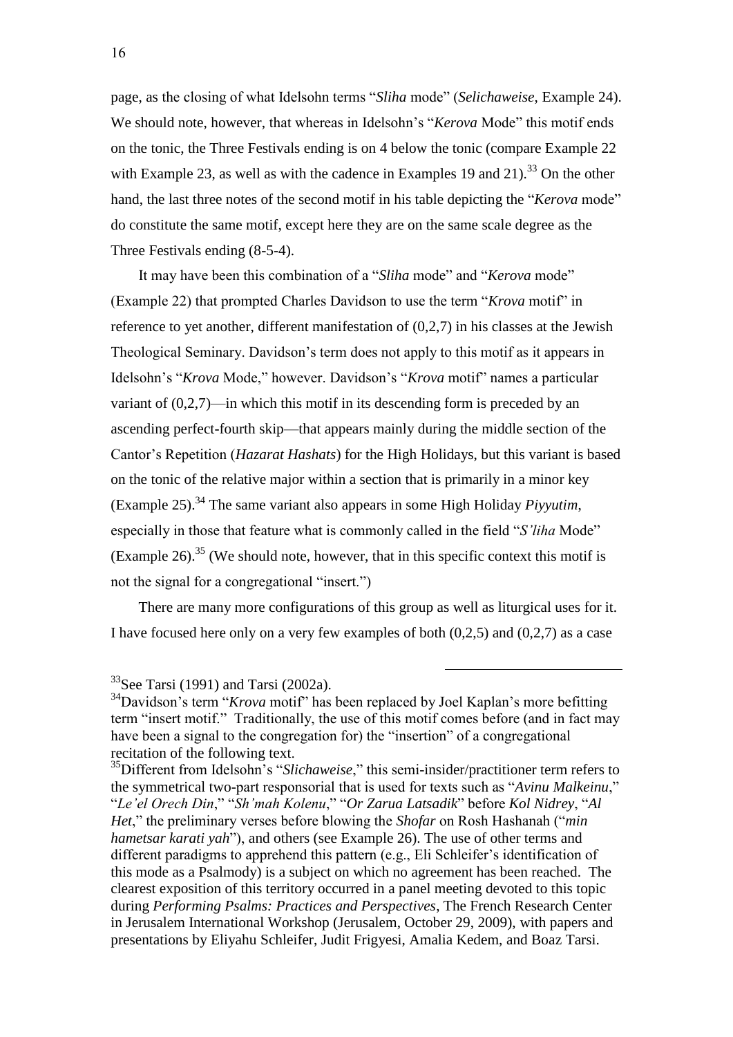page, as the closing of what Idelsohn terms "*Sliha* mode" (*Selichaweise*, Example 24). We should note, however, that whereas in Idelsohn's "*Kerova* Mode" this motif ends on the tonic, the Three Festivals ending is on 4 below the tonic (compare Example 22 with Example 23, as well as with the cadence in Examples 19 and 21).[33] On the other hand, the last three notes of the second motif in his table depicting the "*Kerova* mode" do constitute the same motif, except here they are on the same scale degree as the Three Festivals ending (8-5-4).

It may have been this combination of a "*Sliha* mode" and "*Kerova* mode" (Example 22) that prompted Charles Davidson to use the term "*Krova* motif" in reference to yet another, different manifestation of (0,2,7) in his classes at the Jewish Theological Seminary. Davidson's term does not apply to this motif as it appears in Idelsohn's "*Krova* Mode," however. Davidson's "*Krova* motif" names a particular variant of (0,2,7)—in which this motif in its descending form is preceded by an ascending perfect-fourth skip—that appears mainly during the middle section of the Cantor's Repetition (*Hazarat Hashats*) for the High Holidays, but this variant is based on the tonic of the relative major within a section that is primarily in a minor key (Example 25).[34] The same variant also appears in some High Holiday *Piyyutim*, especially in those that feature what is commonly called in the field "*S'liha* Mode" (Example 26).[35] (We should note, however, that in this specific context this motif is not the signal for a congregational "insert.")

There are many more configurations of this group as well as liturgical uses for it. I have focused here only on a very few examples of both (0,2,5) and (0,2,7) as a case

---

[33]See Tarsi (1991) and Tarsi (2002a).

[34]Davidson's term "*Krova* motif" has been replaced by Joel Kaplan's more befitting term "insert motif." Traditionally, the use of this motif comes before (and in fact may have been a signal to the congregation for) the "insertion" of a congregational recitation of the following text.

[35]Different from Idelsohn's "*Slichaweise*," this semi-insider/practitioner term refers to the symmetrical two-part responsorial that is used for texts such as "*Avinu Malkeinu*," "*Le'el Orech Din*," "*Sh'mah Kolenu*," "*Or Zarua Latsadik*" before *Kol Nidrey*, "*Al Het*," the preliminary verses before blowing the *Shofar* on Rosh Hashanah ("*min hametsar karati yah*"), and others (see Example 26). The use of other terms and different paradigms to apprehend this pattern (e.g., Eli Schleifer's identification of this mode as a Psalmody) is a subject on which no agreement has been reached. The clearest exposition of this territory occurred in a panel meeting devoted to this topic during *Performing Psalms: Practices and Perspectives*, The French Research Center in Jerusalem International Workshop (Jerusalem, October 29, 2009), with papers and presentations by Eliyahu Schleifer, Judit Frigyesi, Amalia Kedem, and Boaz Tarsi.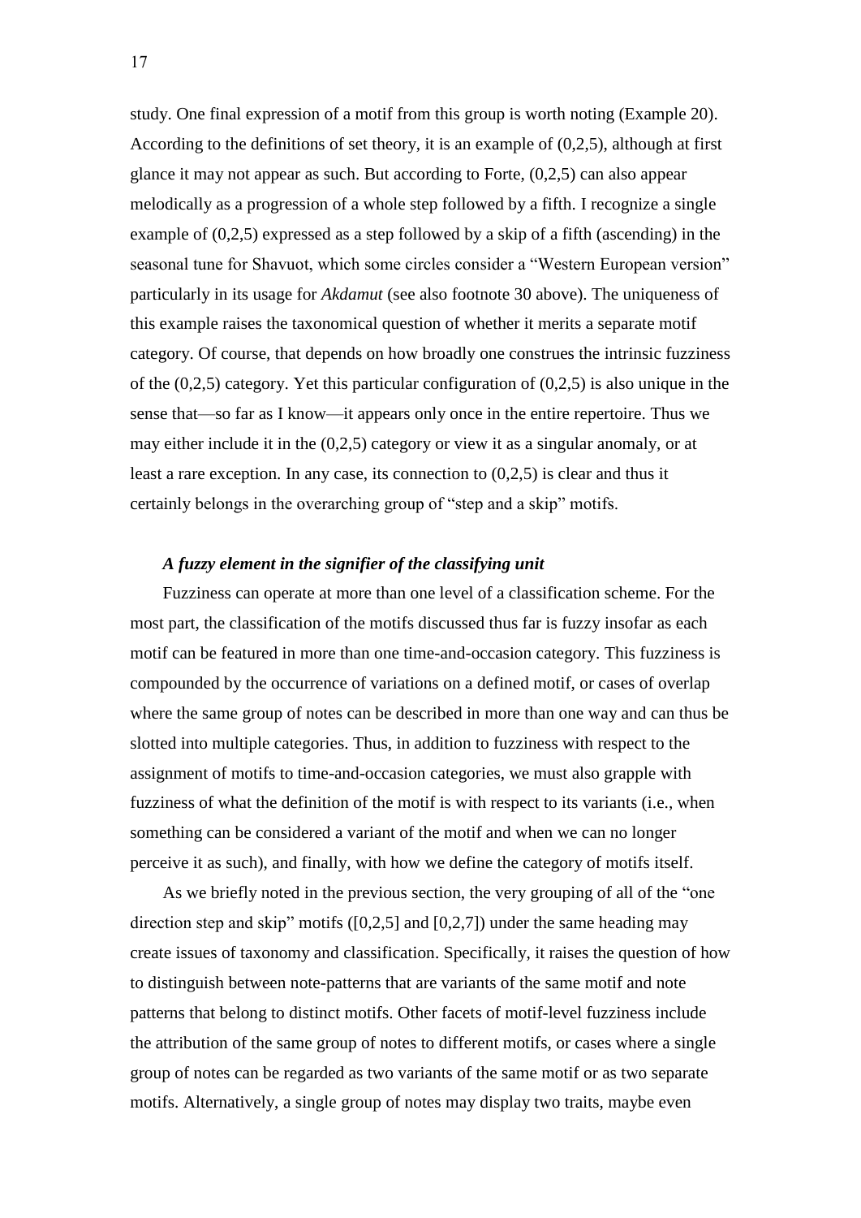study. One final expression of a motif from this group is worth noting (Example 20). According to the definitions of set theory, it is an example of (0,2,5), although at first glance it may not appear as such. But according to Forte, (0,2,5) can also appear melodically as a progression of a whole step followed by a fifth. I recognize a single example of (0,2,5) expressed as a step followed by a skip of a fifth (ascending) in the seasonal tune for Shavuot, which some circles consider a "Western European version" particularly in its usage for *Akdamut* (see also footnote 30 above). The uniqueness of this example raises the taxonomical question of whether it merits a separate motif category. Of course, that depends on how broadly one construes the intrinsic fuzziness of the (0,2,5) category. Yet this particular configuration of (0,2,5) is also unique in the sense that—so far as I know—it appears only once in the entire repertoire. Thus we may either include it in the (0,2,5) category or view it as a singular anomaly, or at least a rare exception. In any case, its connection to (0,2,5) is clear and thus it certainly belongs in the overarching group of "step and a skip" motifs.

### *A fuzzy element in the signifier of the classifying unit*

Fuzziness can operate at more than one level of a classification scheme. For the most part, the classification of the motifs discussed thus far is fuzzy insofar as each motif can be featured in more than one time-and-occasion category. This fuzziness is compounded by the occurrence of variations on a defined motif, or cases of overlap where the same group of notes can be described in more than one way and can thus be slotted into multiple categories. Thus, in addition to fuzziness with respect to the assignment of motifs to time-and-occasion categories, we must also grapple with fuzziness of what the definition of the motif is with respect to its variants (i.e., when something can be considered a variant of the motif and when we can no longer perceive it as such), and finally, with how we define the category of motifs itself.

As we briefly noted in the previous section, the very grouping of all of the "one direction step and skip" motifs ([0,2,5] and [0,2,7]) under the same heading may create issues of taxonomy and classification. Specifically, it raises the question of how to distinguish between note-patterns that are variants of the same motif and note patterns that belong to distinct motifs. Other facets of motif-level fuzziness include the attribution of the same group of notes to different motifs, or cases where a single group of notes can be regarded as two variants of the same motif or as two separate motifs. Alternatively, a single group of notes may display two traits, maybe even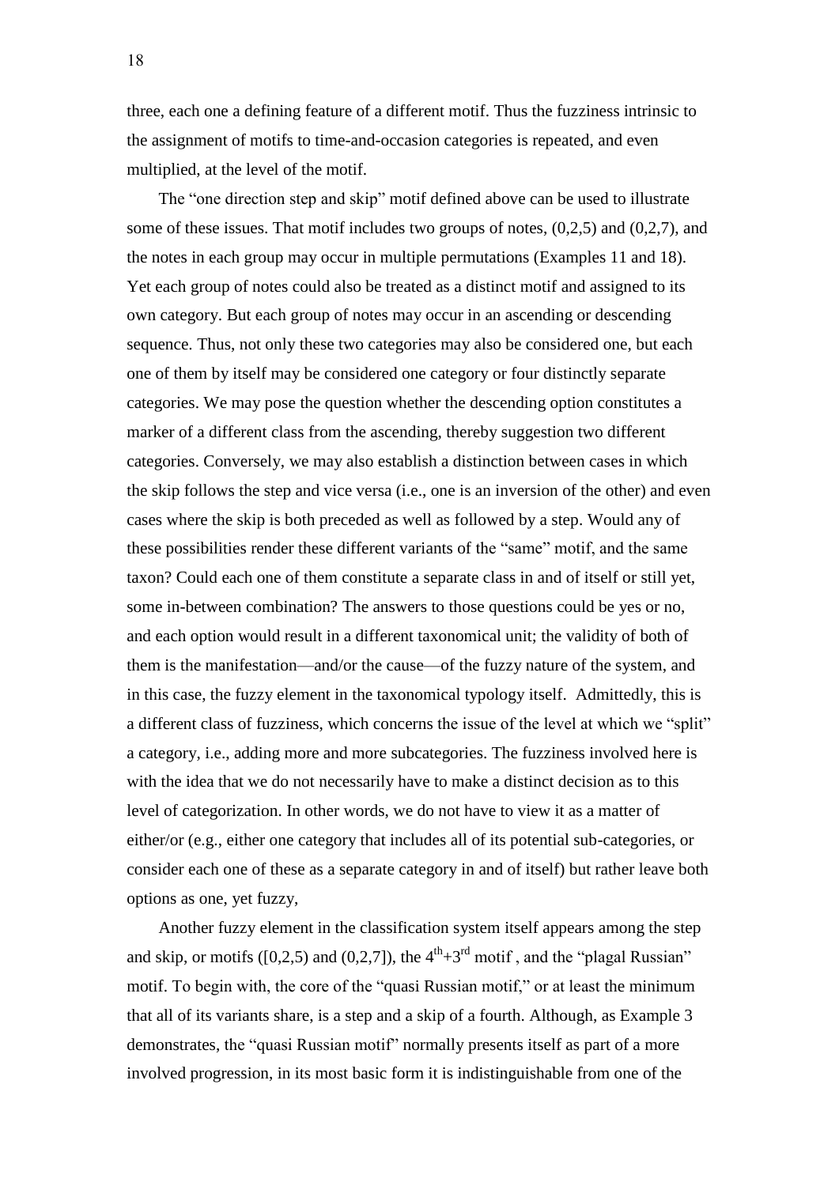three, each one a defining feature of a different motif. Thus the fuzziness intrinsic to the assignment of motifs to time-and-occasion categories is repeated, and even multiplied, at the level of the motif.

The "one direction step and skip" motif defined above can be used to illustrate some of these issues. That motif includes two groups of notes, (0,2,5) and (0,2,7), and the notes in each group may occur in multiple permutations (Examples 11 and 18). Yet each group of notes could also be treated as a distinct motif and assigned to its own category. But each group of notes may occur in an ascending or descending sequence. Thus, not only these two categories may also be considered one, but each one of them by itself may be considered one category or four distinctly separate categories. We may pose the question whether the descending option constitutes a marker of a different class from the ascending, thereby suggestion two different categories. Conversely, we may also establish a distinction between cases in which the skip follows the step and vice versa (i.e., one is an inversion of the other) and even cases where the skip is both preceded as well as followed by a step. Would any of these possibilities render these different variants of the "same" motif, and the same taxon? Could each one of them constitute a separate class in and of itself or still yet, some in-between combination? The answers to those questions could be yes or no, and each option would result in a different taxonomical unit; the validity of both of them is the manifestation—and/or the cause—of the fuzzy nature of the system, and in this case, the fuzzy element in the taxonomical typology itself. Admittedly, this is a different class of fuzziness, which concerns the issue of the level at which we "split" a category, i.e., adding more and more subcategories. The fuzziness involved here is with the idea that we do not necessarily have to make a distinct decision as to this level of categorization. In other words, we do not have to view it as a matter of either/or (e.g., either one category that includes all of its potential sub-categories, or consider each one of these as a separate category in and of itself) but rather leave both options as one, yet fuzzy,

Another fuzzy element in the classification system itself appears among the step and skip, or motifs ([0,2,5) and (0,2,7]), the $4^{th}$+$3^{rd}$ motif , and the "plagal Russian" motif. To begin with, the core of the "quasi Russian motif," or at least the minimum that all of its variants share, is a step and a skip of a fourth. Although, as Example 3 demonstrates, the "quasi Russian motif" normally presents itself as part of a more involved progression, in its most basic form it is indistinguishable from one of the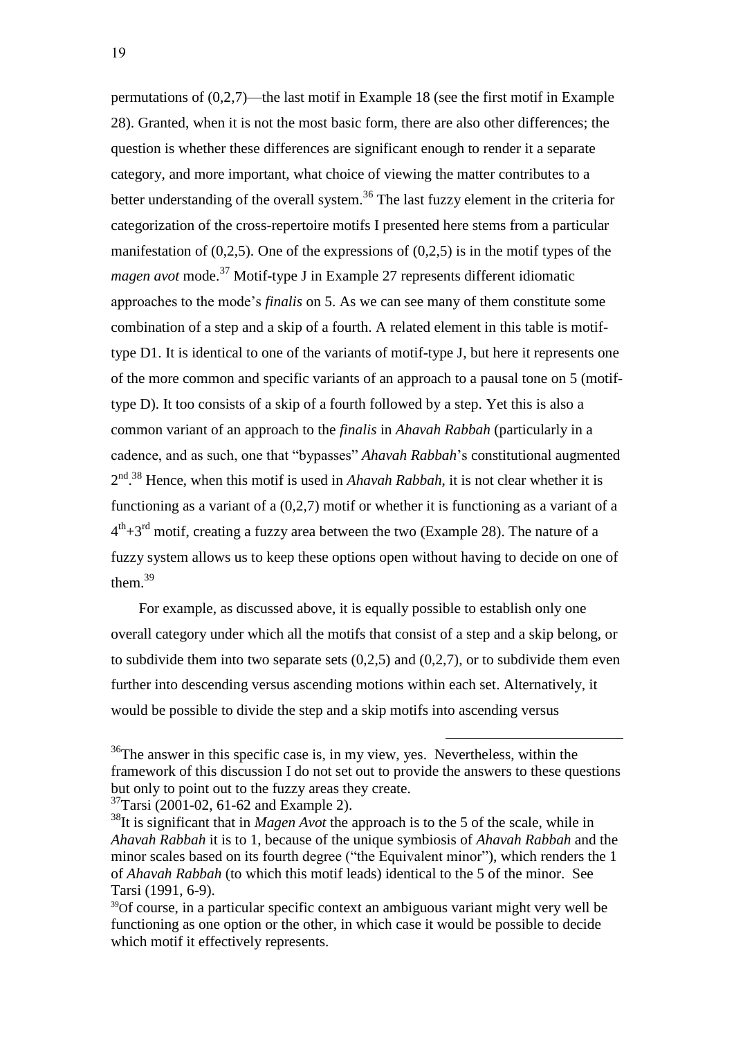permutations of (0,2,7)—the last motif in Example 18 (see the first motif in Example 28). Granted, when it is not the most basic form, there are also other differences; the question is whether these differences are significant enough to render it a separate category, and more important, what choice of viewing the matter contributes to a better understanding of the overall system.[36] The last fuzzy element in the criteria for categorization of the cross-repertoire motifs I presented here stems from a particular manifestation of (0,2,5). One of the expressions of (0,2,5) is in the motif types of the *magen avot* mode.[37] Motif-type J in Example 27 represents different idiomatic approaches to the mode's *finalis* on 5. As we can see many of them constitute some combination of a step and a skip of a fourth. A related element in this table is motif-type D1. It is identical to one of the variants of motif-type J, but here it represents one of the more common and specific variants of an approach to a pausal tone on 5 (motif-type D). It too consists of a skip of a fourth followed by a step. Yet this is also a common variant of an approach to the *finalis* in *Ahavah Rabbah* (particularly in a cadence, and as such, one that "bypasses" *Ahavah Rabbah*'s constitutional augmented 2nd.[38] Hence, when this motif is used in *Ahavah Rabbah*, it is not clear whether it is functioning as a variant of a (0,2,7) motif or whether it is functioning as a variant of a 4th+3rd motif, creating a fuzzy area between the two (Example 28). The nature of a fuzzy system allows us to keep these options open without having to decide on one of them.[39]

For example, as discussed above, it is equally possible to establish only one overall category under which all the motifs that consist of a step and a skip belong, or to subdivide them into two separate sets (0,2,5) and (0,2,7), or to subdivide them even further into descending versus ascending motions within each set. Alternatively, it would be possible to divide the step and a skip motifs into ascending versus

---

[36]The answer in this specific case is, in my view, yes. Nevertheless, within the framework of this discussion I do not set out to provide the answers to these questions but only to point out to the fuzzy areas they create.

[37]Tarsi (2001-02, 61-62 and Example 2).

[38]It is significant that in *Magen Avot* the approach is to the 5 of the scale, while in *Ahavah Rabbah* it is to 1, because of the unique symbiosis of *Ahavah Rabbah* and the minor scales based on its fourth degree ("the Equivalent minor"), which renders the 1 of *Ahavah Rabbah* (to which this motif leads) identical to the 5 of the minor. See Tarsi (1991, 6-9).

[39]Of course, in a particular specific context an ambiguous variant might very well be functioning as one option or the other, in which case it would be possible to decide which motif it effectively represents.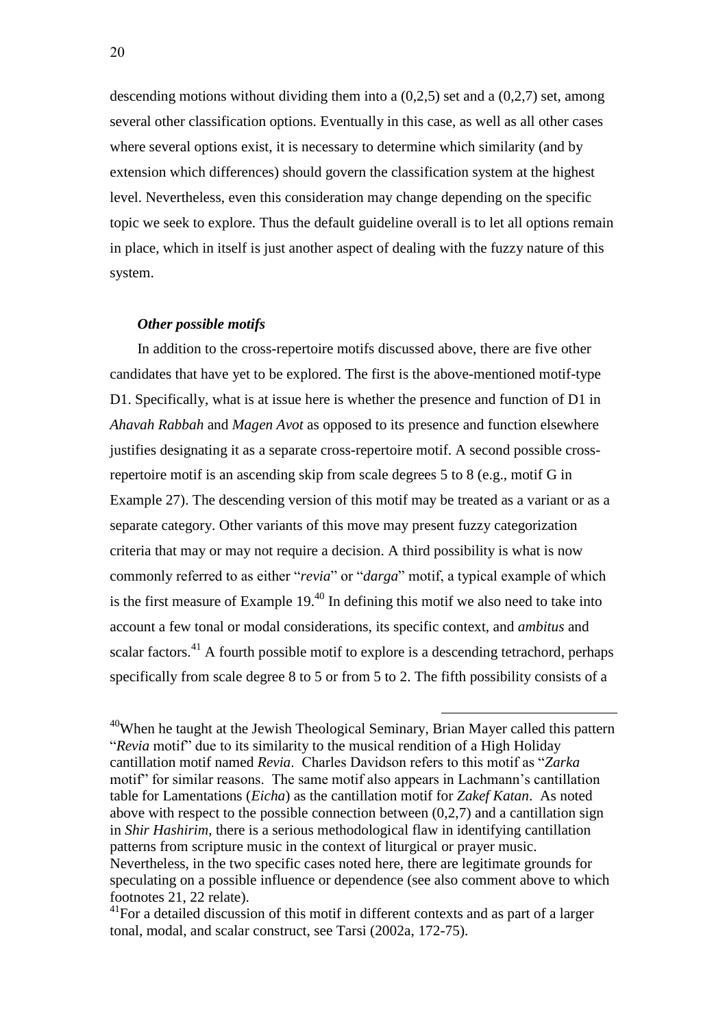descending motions without dividing them into a (0,2,5) set and a (0,2,7) set, among several other classification options. Eventually in this case, as well as all other cases where several options exist, it is necessary to determine which similarity (and by extension which differences) should govern the classification system at the highest level. Nevertheless, even this consideration may change depending on the specific topic we seek to explore. Thus the default guideline overall is to let all options remain in place, which in itself is just another aspect of dealing with the fuzzy nature of this system.

***Other possible motifs***

In addition to the cross-repertoire motifs discussed above, there are five other candidates that have yet to be explored. The first is the above-mentioned motif-type D1. Specifically, what is at issue here is whether the presence and function of D1 in *Ahavah Rabbah* and *Magen Avot* as opposed to its presence and function elsewhere justifies designating it as a separate cross-repertoire motif. A second possible cross-repertoire motif is an ascending skip from scale degrees 5 to 8 (e.g., motif G in Example 27). The descending version of this motif may be treated as a variant or as a separate category. Other variants of this move may present fuzzy categorization criteria that may or may not require a decision. A third possibility is what is now commonly referred to as either "*revia*" or "*darga*" motif, a typical example of which is the first measure of Example 19.[40] In defining this motif we also need to take into account a few tonal or modal considerations, its specific context, and *ambitus* and scalar factors.[41] A fourth possible motif to explore is a descending tetrachord, perhaps specifically from scale degree 8 to 5 or from 5 to 2. The fifth possibility consists of a

---

[40]When he taught at the Jewish Theological Seminary, Brian Mayer called this pattern "*Revia* motif" due to its similarity to the musical rendition of a High Holiday cantillation motif named *Revia*. Charles Davidson refers to this motif as "*Zarka* motif" for similar reasons. The same motif also appears in Lachmann's cantillation table for Lamentations (*Eicha*) as the cantillation motif for *Zakef Katan*. As noted above with respect to the possible connection between (0,2,7) and a cantillation sign in *Shir Hashirim*, there is a serious methodological flaw in identifying cantillation patterns from scripture music in the context of liturgical or prayer music. Nevertheless, in the two specific cases noted here, there are legitimate grounds for speculating on a possible influence or dependence (see also comment above to which footnotes 21, 22 relate).

[41]For a detailed discussion of this motif in different contexts and as part of a larger tonal, modal, and scalar construct, see Tarsi (2002a, 172-75).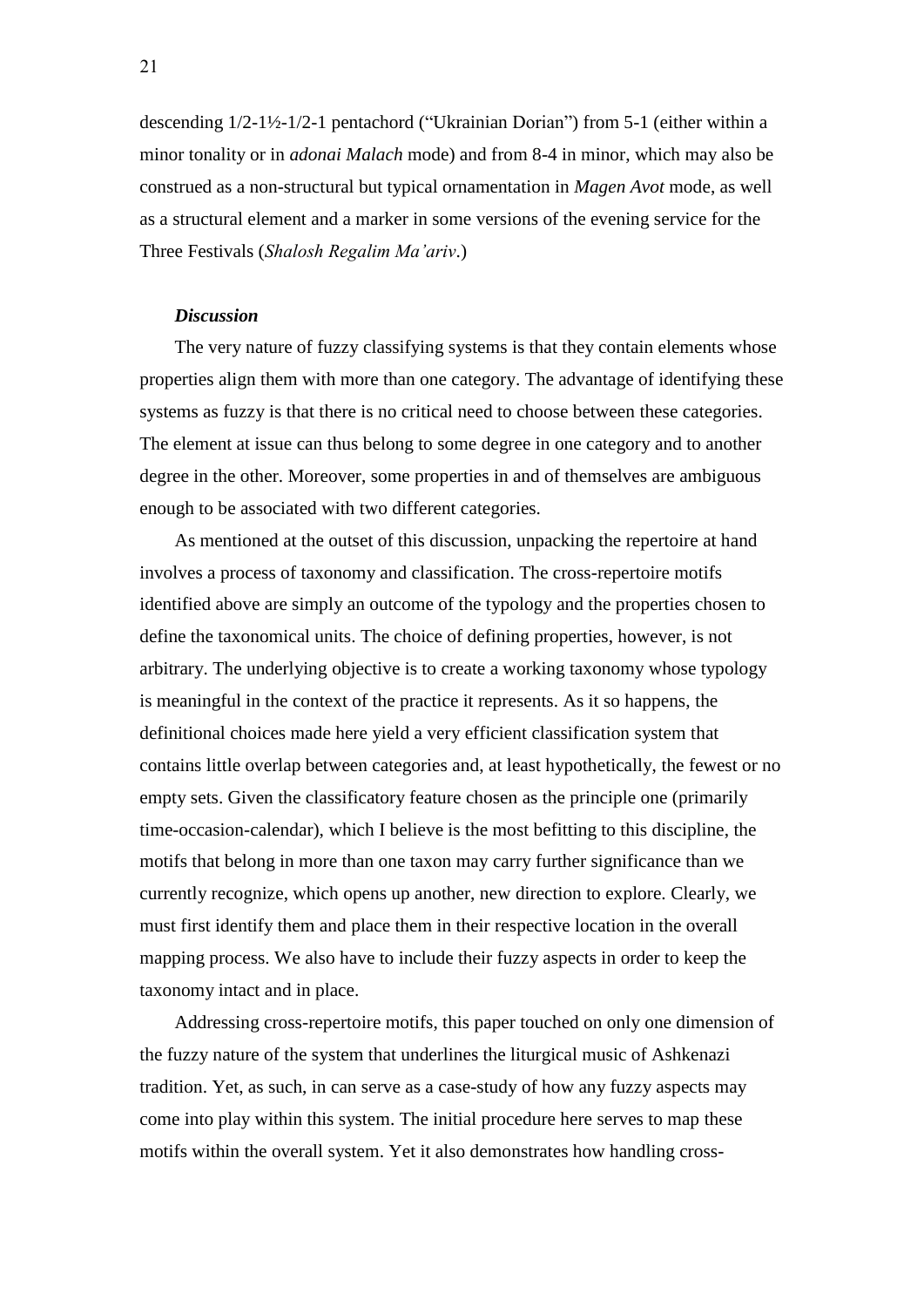descending 1/2-1½-1/2-1 pentachord ("Ukrainian Dorian") from 5-1 (either within a minor tonality or in *adonai Malach* mode) and from 8-4 in minor, which may also be construed as a non-structural but typical ornamentation in *Magen Avot* mode, as well as a structural element and a marker in some versions of the evening service for the Three Festivals (*Shalosh Regalim Ma'ariv*.)

***Discussion***

The very nature of fuzzy classifying systems is that they contain elements whose properties align them with more than one category. The advantage of identifying these systems as fuzzy is that there is no critical need to choose between these categories. The element at issue can thus belong to some degree in one category and to another degree in the other. Moreover, some properties in and of themselves are ambiguous enough to be associated with two different categories.

As mentioned at the outset of this discussion, unpacking the repertoire at hand involves a process of taxonomy and classification. The cross-repertoire motifs identified above are simply an outcome of the typology and the properties chosen to define the taxonomical units. The choice of defining properties, however, is not arbitrary. The underlying objective is to create a working taxonomy whose typology is meaningful in the context of the practice it represents. As it so happens, the definitional choices made here yield a very efficient classification system that contains little overlap between categories and, at least hypothetically, the fewest or no empty sets. Given the classificatory feature chosen as the principle one (primarily time-occasion-calendar), which I believe is the most befitting to this discipline, the motifs that belong in more than one taxon may carry further significance than we currently recognize, which opens up another, new direction to explore. Clearly, we must first identify them and place them in their respective location in the overall mapping process. We also have to include their fuzzy aspects in order to keep the taxonomy intact and in place.

Addressing cross-repertoire motifs, this paper touched on only one dimension of the fuzzy nature of the system that underlines the liturgical music of Ashkenazi tradition. Yet, as such, in can serve as a case-study of how any fuzzy aspects may come into play within this system. The initial procedure here serves to map these motifs within the overall system. Yet it also demonstrates how handling cross-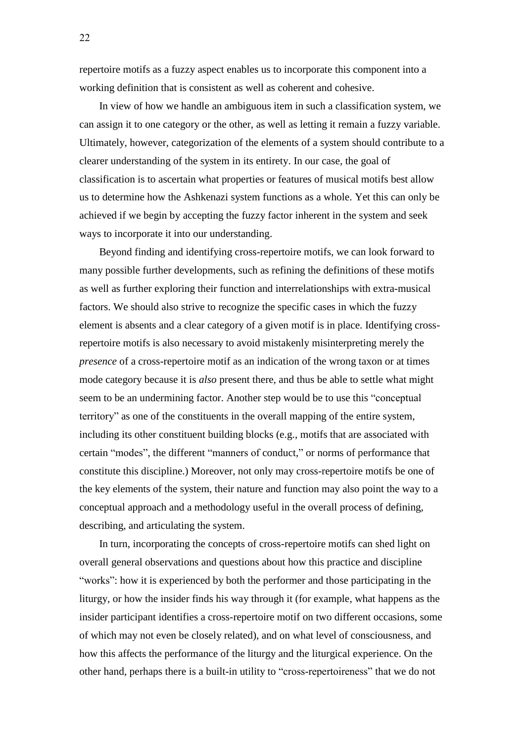repertoire motifs as a fuzzy aspect enables us to incorporate this component into a working definition that is consistent as well as coherent and cohesive.

In view of how we handle an ambiguous item in such a classification system, we can assign it to one category or the other, as well as letting it remain a fuzzy variable. Ultimately, however, categorization of the elements of a system should contribute to a clearer understanding of the system in its entirety. In our case, the goal of classification is to ascertain what properties or features of musical motifs best allow us to determine how the Ashkenazi system functions as a whole. Yet this can only be achieved if we begin by accepting the fuzzy factor inherent in the system and seek ways to incorporate it into our understanding.

Beyond finding and identifying cross-repertoire motifs, we can look forward to many possible further developments, such as refining the definitions of these motifs as well as further exploring their function and interrelationships with extra-musical factors. We should also strive to recognize the specific cases in which the fuzzy element is absents and a clear category of a given motif is in place. Identifying cross-repertoire motifs is also necessary to avoid mistakenly misinterpreting merely the *presence* of a cross-repertoire motif as an indication of the wrong taxon or at times mode category because it is *also* present there, and thus be able to settle what might seem to be an undermining factor. Another step would be to use this "conceptual territory" as one of the constituents in the overall mapping of the entire system, including its other constituent building blocks (e.g., motifs that are associated with certain "modes", the different "manners of conduct," or norms of performance that constitute this discipline.) Moreover, not only may cross-repertoire motifs be one of the key elements of the system, their nature and function may also point the way to a conceptual approach and a methodology useful in the overall process of defining, describing, and articulating the system.

In turn, incorporating the concepts of cross-repertoire motifs can shed light on overall general observations and questions about how this practice and discipline "works": how it is experienced by both the performer and those participating in the liturgy, or how the insider finds his way through it (for example, what happens as the insider participant identifies a cross-repertoire motif on two different occasions, some of which may not even be closely related), and on what level of consciousness, and how this affects the performance of the liturgy and the liturgical experience. On the other hand, perhaps there is a built-in utility to "cross-repertoireness" that we do not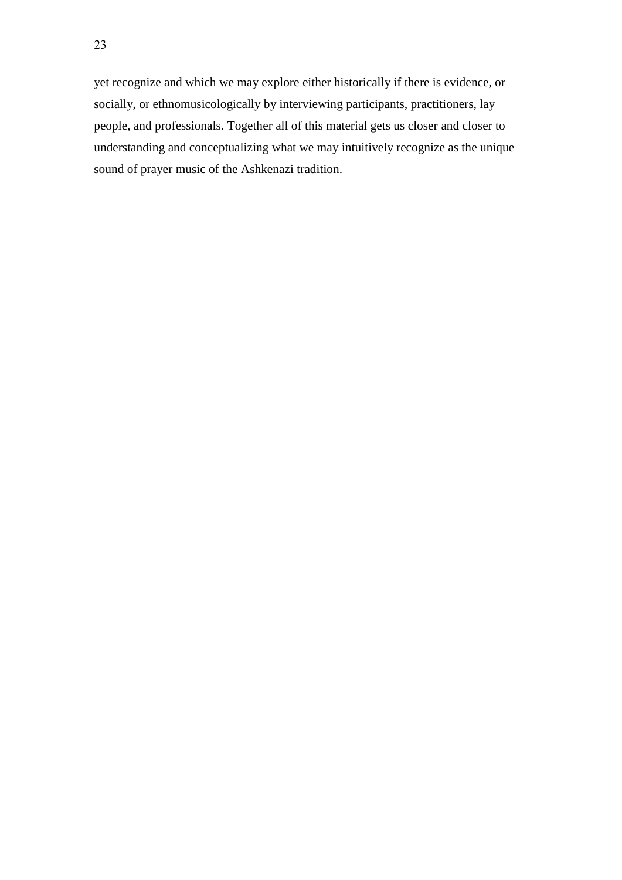yet recognize and which we may explore either historically if there is evidence, or socially, or ethnomusicologically by interviewing participants, practitioners, lay people, and professionals. Together all of this material gets us closer and closer to understanding and conceptualizing what we may intuitively recognize as the unique sound of prayer music of the Ashkenazi tradition.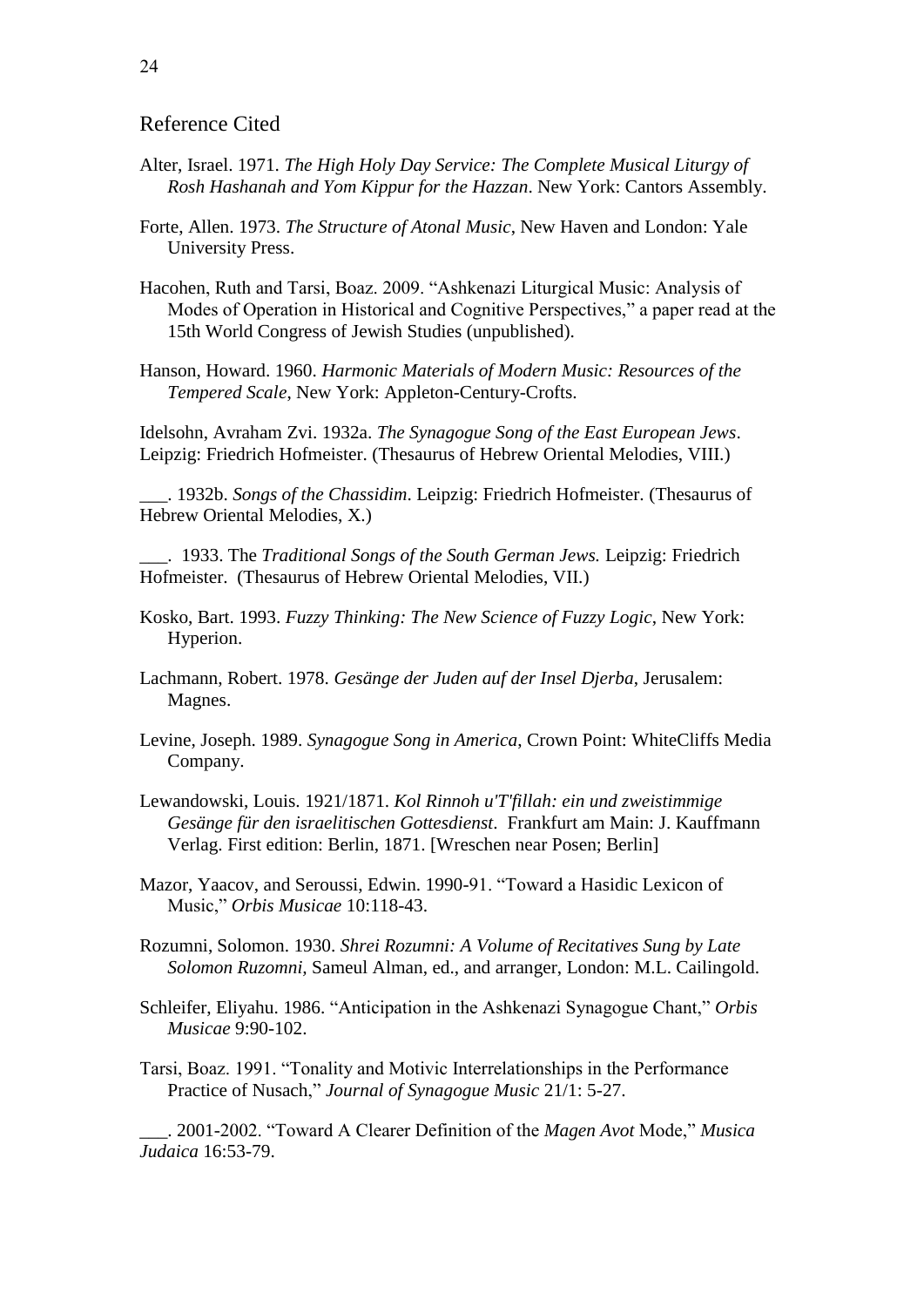## Reference Cited

Alter, Israel. 1971. *The High Holy Day Service: The Complete Musical Liturgy of Rosh Hashanah and Yom Kippur for the Hazzan*. New York: Cantors Assembly.

Forte, Allen. 1973. *The Structure of Atonal Music*, New Haven and London: Yale University Press.

Hacohen, Ruth and Tarsi, Boaz. 2009. "Ashkenazi Liturgical Music: Analysis of Modes of Operation in Historical and Cognitive Perspectives," a paper read at the 15th World Congress of Jewish Studies (unpublished).

Hanson, Howard. 1960. *Harmonic Materials of Modern Music: Resources of the Tempered Scale*, New York: Appleton-Century-Crofts.

Idelsohn, Avraham Zvi. 1932a. *The Synagogue Song of the East European Jews*. Leipzig: Friedrich Hofmeister. (Thesaurus of Hebrew Oriental Melodies, VIII.)

___. 1932b. *Songs of the Chassidim*. Leipzig: Friedrich Hofmeister. (Thesaurus of Hebrew Oriental Melodies, X.)

___. 1933. The *Traditional Songs of the South German Jews.* Leipzig: Friedrich Hofmeister. (Thesaurus of Hebrew Oriental Melodies, VII.)

Kosko, Bart. 1993. *Fuzzy Thinking: The New Science of Fuzzy Logic*, New York: Hyperion.

Lachmann, Robert. 1978. *Gesänge der Juden auf der Insel Djerba*, Jerusalem: Magnes.

Levine, Joseph. 1989. *Synagogue Song in America*, Crown Point: WhiteCliffs Media Company.

Lewandowski, Louis. 1921/1871. *Kol Rinnoh u'T'fillah: ein und zweistimmige Gesänge für den israelitischen Gottesdienst*. Frankfurt am Main: J. Kauffmann Verlag. First edition: Berlin, 1871. [Wreschen near Posen; Berlin]

Mazor, Yaacov, and Seroussi, Edwin. 1990-91. "Toward a Hasidic Lexicon of Music," *Orbis Musicae* 10:118-43.

Rozumni, Solomon. 1930. *Shrei Rozumni: A Volume of Recitatives Sung by Late Solomon Ruzomni*, Sameul Alman, ed., and arranger, London: M.L. Cailingold.

Schleifer, Eliyahu. 1986. "Anticipation in the Ashkenazi Synagogue Chant," *Orbis Musicae* 9:90-102.

Tarsi, Boaz. 1991. "Tonality and Motivic Interrelationships in the Performance Practice of Nusach," *Journal of Synagogue Music* 21/1: 5-27.

___. 2001-2002. "Toward A Clearer Definition of the *Magen Avot* Mode," *Musica Judaica* 16:53-79.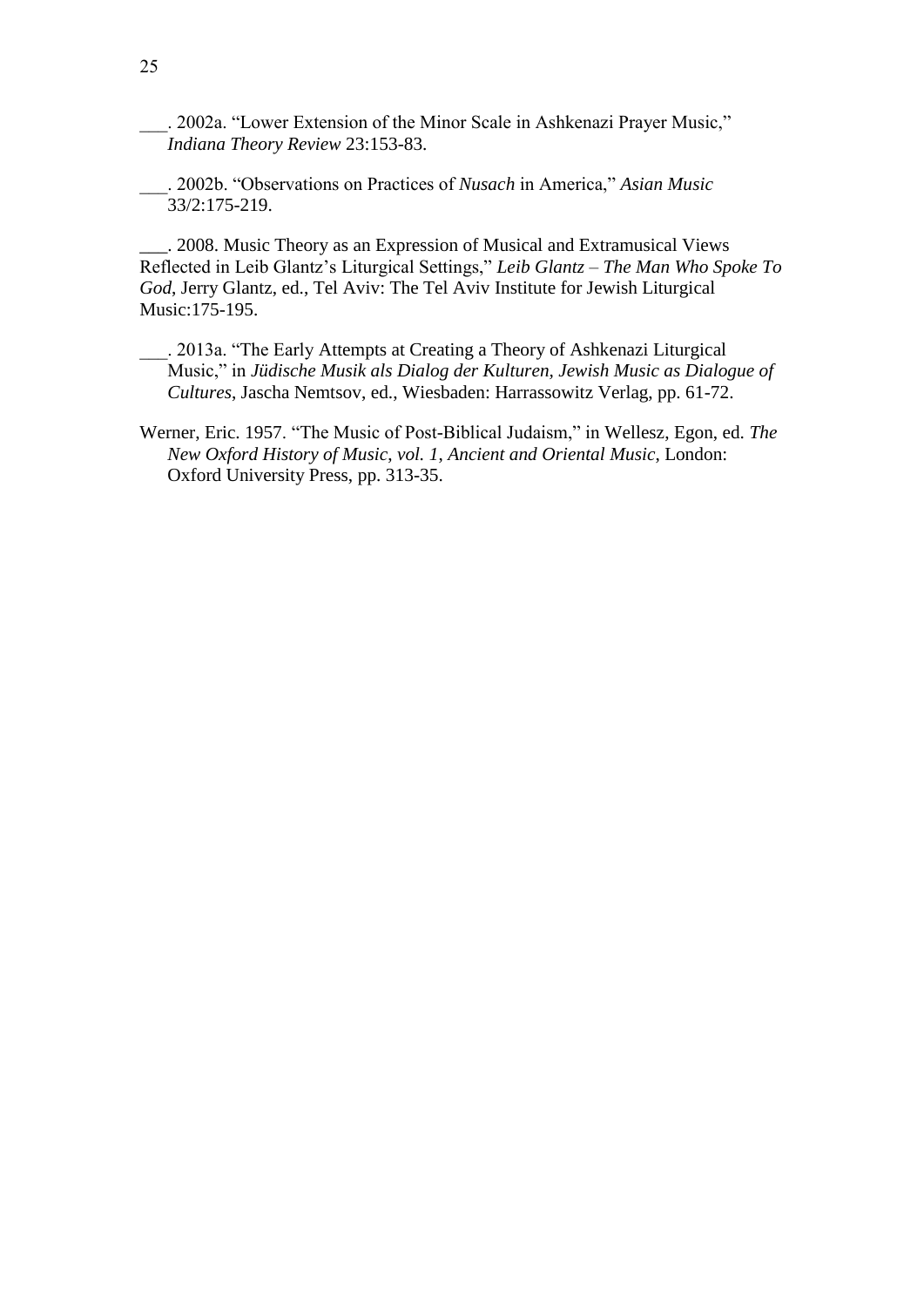___. 2002a. “Lower Extension of the Minor Scale in Ashkenazi Prayer Music,” *Indiana Theory Review* 23:153-83.

___. 2002b. “Observations on Practices of *Nusach* in America,” *Asian Music* 33/2:175-219.

___. 2008. Music Theory as an Expression of Musical and Extramusical Views Reflected in Leib Glantz’s Liturgical Settings,” *Leib Glantz – The Man Who Spoke To God*, Jerry Glantz, ed., Tel Aviv: The Tel Aviv Institute for Jewish Liturgical Music:175-195.

___. 2013a. “The Early Attempts at Creating a Theory of Ashkenazi Liturgical Music,” in *Jüdische Musik als Dialog der Kulturen*, *Jewish Music as Dialogue of Cultures*, Jascha Nemtsov, ed., Wiesbaden: Harrassowitz Verlag, pp. 61-72.

Werner, Eric. 1957. “The Music of Post-Biblical Judaism,” in Wellesz, Egon, ed. *The New Oxford History of Music*, *vol. 1*, *Ancient and Oriental Music*, London: Oxford University Press, pp. 313-35.